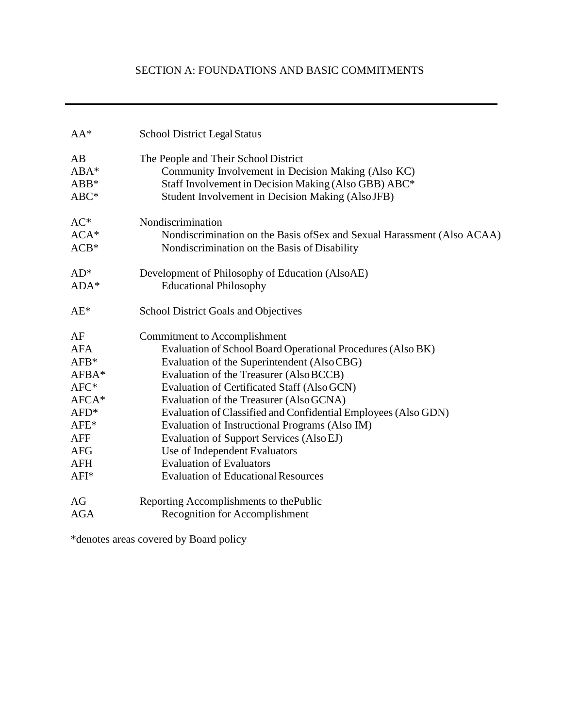# SECTION A: FOUNDATIONS AND BASIC COMMITMENTS

| | |
|---|---|
| AA* | School District Legal Status |
| AB | The People and Their School District |
| ABA* | Community Involvement in Decision Making (Also KC) |
| ABB* | Staff Involvement in Decision Making (Also GBB) ABC* |
| ABC* | Student Involvement in Decision Making (Also JFB) |
| AC* | Nondiscrimination |
| ACA* | Nondiscrimination on the Basis ofSex and Sexual Harassment (Also ACAA) |
| ACB* | Nondiscrimination on the Basis of Disability |
| AD* | Development of Philosophy of Education (AlsoAE) |
| ADA* | Educational Philosophy |
| AE* | School District Goals and Objectives |
| AF | Commitment to Accomplishment |
| AFA | Evaluation of School Board Operational Procedures (Also BK) |
| AFB* | Evaluation of the Superintendent (Also CBG) |
| AFBA* | Evaluation of the Treasurer (Also BCCB) |
| AFC* | Evaluation of Certificated Staff (Also GCN) |
| AFCA* | Evaluation of the Treasurer (Also GCNA) |
| AFD* | Evaluation of Classified and Confidential Employees (Also GDN) |
| AFE* | Evaluation of Instructional Programs (Also IM) |
| AFF | Evaluation of Support Services (Also EJ) |
| AFG | Use of Independent Evaluators |
| AFH | Evaluation of Evaluators |
| AFI* | Evaluation of Educational Resources |
| AG | Reporting Accomplishments to thePublic |
| AGA | Recognition for Accomplishment |

*denotes areas covered by Board policy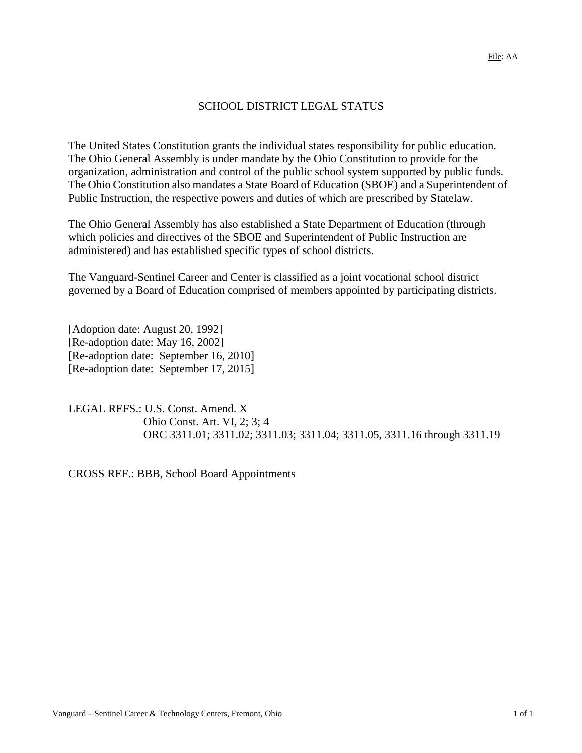File: AA

# SCHOOL DISTRICT LEGAL STATUS

The United States Constitution grants the individual states responsibility for public education. The Ohio General Assembly is under mandate by the Ohio Constitution to provide for the organization, administration and control of the public school system supported by public funds. The Ohio Constitution also mandates a State Board of Education (SBOE) and a Superintendent of Public Instruction, the respective powers and duties of which are prescribed by Statelaw.

The Ohio General Assembly has also established a State Department of Education (through which policies and directives of the SBOE and Superintendent of Public Instruction are administered) and has established specific types of school districts.

The Vanguard-Sentinel Career and Center is classified as a joint vocational school district governed by a Board of Education comprised of members appointed by participating districts.

[Adoption date: August 20, 1992]
[Re-adoption date: May 16, 2002]
[Re-adoption date: September 16, 2010]
[Re-adoption date: September 17, 2015]

LEGAL REFS.: U.S. Const. Amend. X
Ohio Const. Art. VI, 2; 3; 4
ORC 3311.01; 3311.02; 3311.03; 3311.04; 3311.05, 3311.16 through 3311.19

CROSS REF.: BBB, School Board Appointments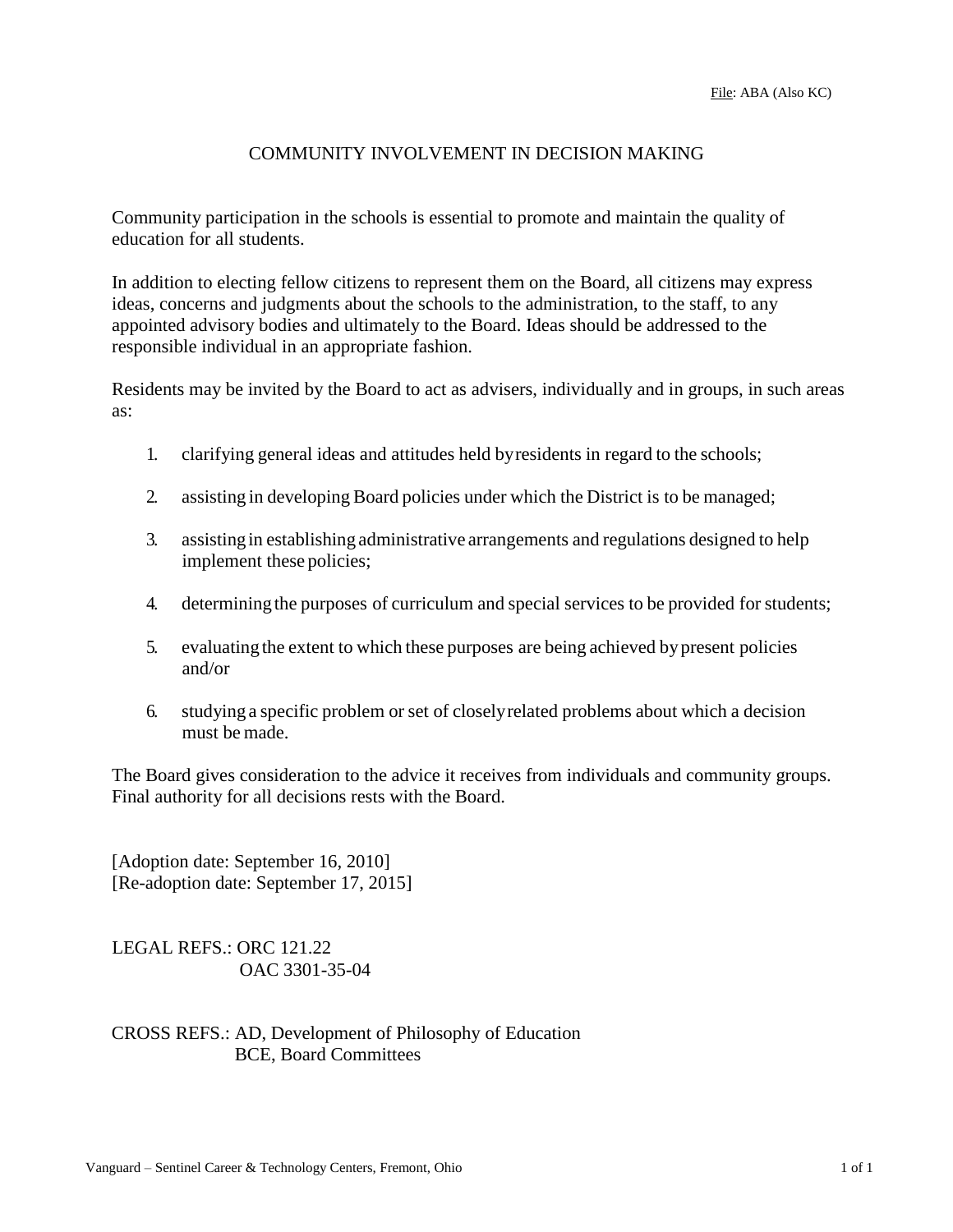File: ABA (Also KC)

# COMMUNITY INVOLVEMENT IN DECISION MAKING

Community participation in the schools is essential to promote and maintain the quality of education for all students.

In addition to electing fellow citizens to represent them on the Board, all citizens may express ideas, concerns and judgments about the schools to the administration, to the staff, to any appointed advisory bodies and ultimately to the Board. Ideas should be addressed to the responsible individual in an appropriate fashion.

Residents may be invited by the Board to act as advisers, individually and in groups, in such areas as:

1. clarifying general ideas and attitudes held by residents in regard to the schools;
2. assisting in developing Board policies under which the District is to be managed;
3. assisting in establishing administrative arrangements and regulations designed to help implement these policies;
4. determining the purposes of curriculum and special services to be provided for students;
5. evaluating the extent to which these purposes are being achieved by present policies and/or
6. studying a specific problem or set of closely related problems about which a decision must be made.

The Board gives consideration to the advice it receives from individuals and community groups. Final authority for all decisions rests with the Board.

[Adoption date: September 16, 2010]
[Re-adoption date: September 17, 2015]

LEGAL REFS.: ORC 121.22
OAC 3301-35-04

CROSS REFS.: AD, Development of Philosophy of Education
BCE, Board Committees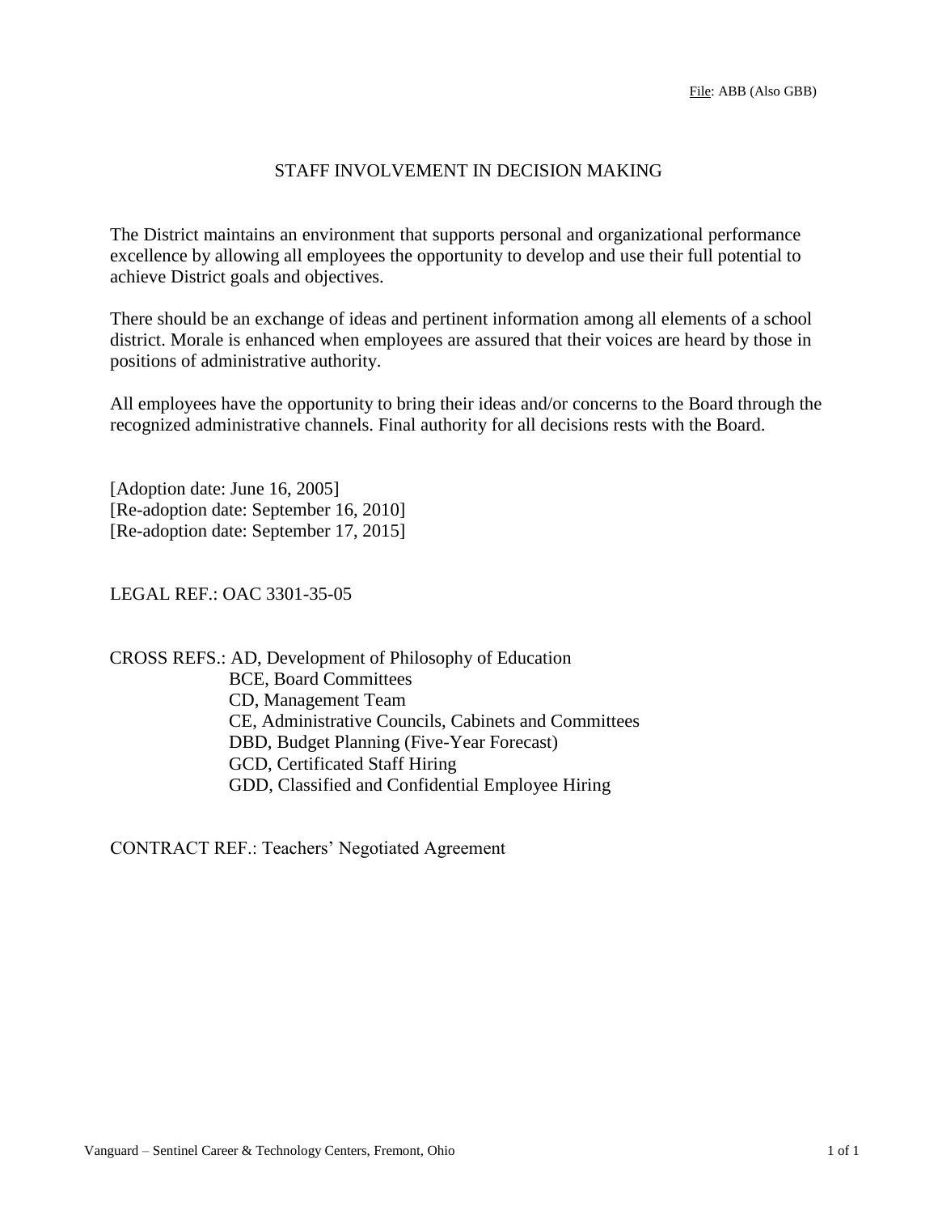File: ABB (Also GBB)

# STAFF INVOLVEMENT IN DECISION MAKING

The District maintains an environment that supports personal and organizational performance excellence by allowing all employees the opportunity to develop and use their full potential to achieve District goals and objectives.

There should be an exchange of ideas and pertinent information among all elements of a school district. Morale is enhanced when employees are assured that their voices are heard by those in positions of administrative authority.

All employees have the opportunity to bring their ideas and/or concerns to the Board through the recognized administrative channels. Final authority for all decisions rests with the Board.

[Adoption date: June 16, 2005]
[Re-adoption date: September 16, 2010]
[Re-adoption date: September 17, 2015]

LEGAL REF.: OAC 3301-35-05

CROSS REFS.: AD, Development of Philosophy of Education
BCE, Board Committees
CD, Management Team
CE, Administrative Councils, Cabinets and Committees
DBD, Budget Planning (Five-Year Forecast)
GCD, Certificated Staff Hiring
GDD, Classified and Confidential Employee Hiring

CONTRACT REF.: Teachers' Negotiated Agreement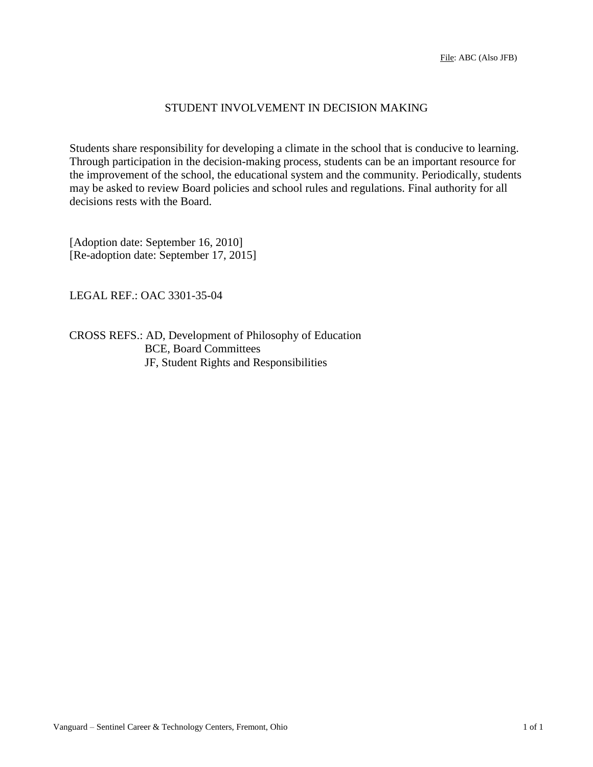File: ABC (Also JFB)

# STUDENT INVOLVEMENT IN DECISION MAKING

Students share responsibility for developing a climate in the school that is conducive to learning. Through participation in the decision-making process, students can be an important resource for the improvement of the school, the educational system and the community. Periodically, students may be asked to review Board policies and school rules and regulations. Final authority for all decisions rests with the Board.

[Adoption date: September 16, 2010]
[Re-adoption date: September 17, 2015]

LEGAL REF.: OAC 3301-35-04

CROSS REFS.: AD, Development of Philosophy of Education
BCE, Board Committees
JF, Student Rights and Responsibilities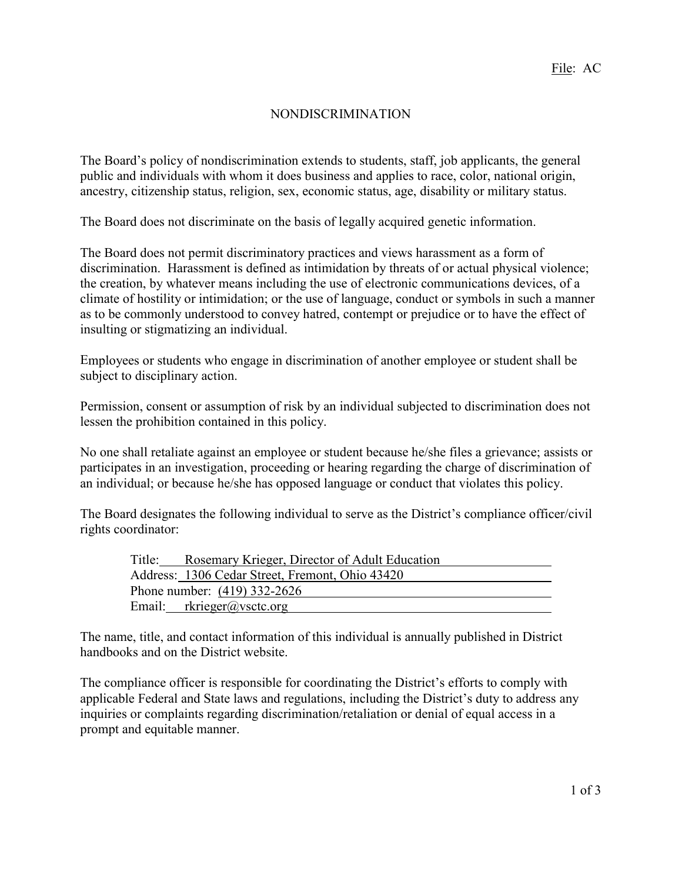File: AC

# NONDISCRIMINATION

The Board's policy of nondiscrimination extends to students, staff, job applicants, the general public and individuals with whom it does business and applies to race, color, national origin, ancestry, citizenship status, religion, sex, economic status, age, disability or military status.

The Board does not discriminate on the basis of legally acquired genetic information.

The Board does not permit discriminatory practices and views harassment as a form of discrimination. Harassment is defined as intimidation by threats of or actual physical violence; the creation, by whatever means including the use of electronic communications devices, of a climate of hostility or intimidation; or the use of language, conduct or symbols in such a manner as to be commonly understood to convey hatred, contempt or prejudice or to have the effect of insulting or stigmatizing an individual.

Employees or students who engage in discrimination of another employee or student shall be subject to disciplinary action.

Permission, consent or assumption of risk by an individual subjected to discrimination does not lessen the prohibition contained in this policy.

No one shall retaliate against an employee or student because he/she files a grievance; assists or participates in an investigation, proceeding or hearing regarding the charge of discrimination of an individual; or because he/she has opposed language or conduct that violates this policy.

The Board designates the following individual to serve as the District's compliance officer/civil rights coordinator:

Title: Rosemary Krieger, Director of Adult Education
Address: 1306 Cedar Street, Fremont, Ohio 43420
Phone number: (419) 332-2626
Email: rkrieger@vsctc.org

The name, title, and contact information of this individual is annually published in District handbooks and on the District website.

The compliance officer is responsible for coordinating the District's efforts to comply with applicable Federal and State laws and regulations, including the District's duty to address any inquiries or complaints regarding discrimination/retaliation or denial of equal access in a prompt and equitable manner.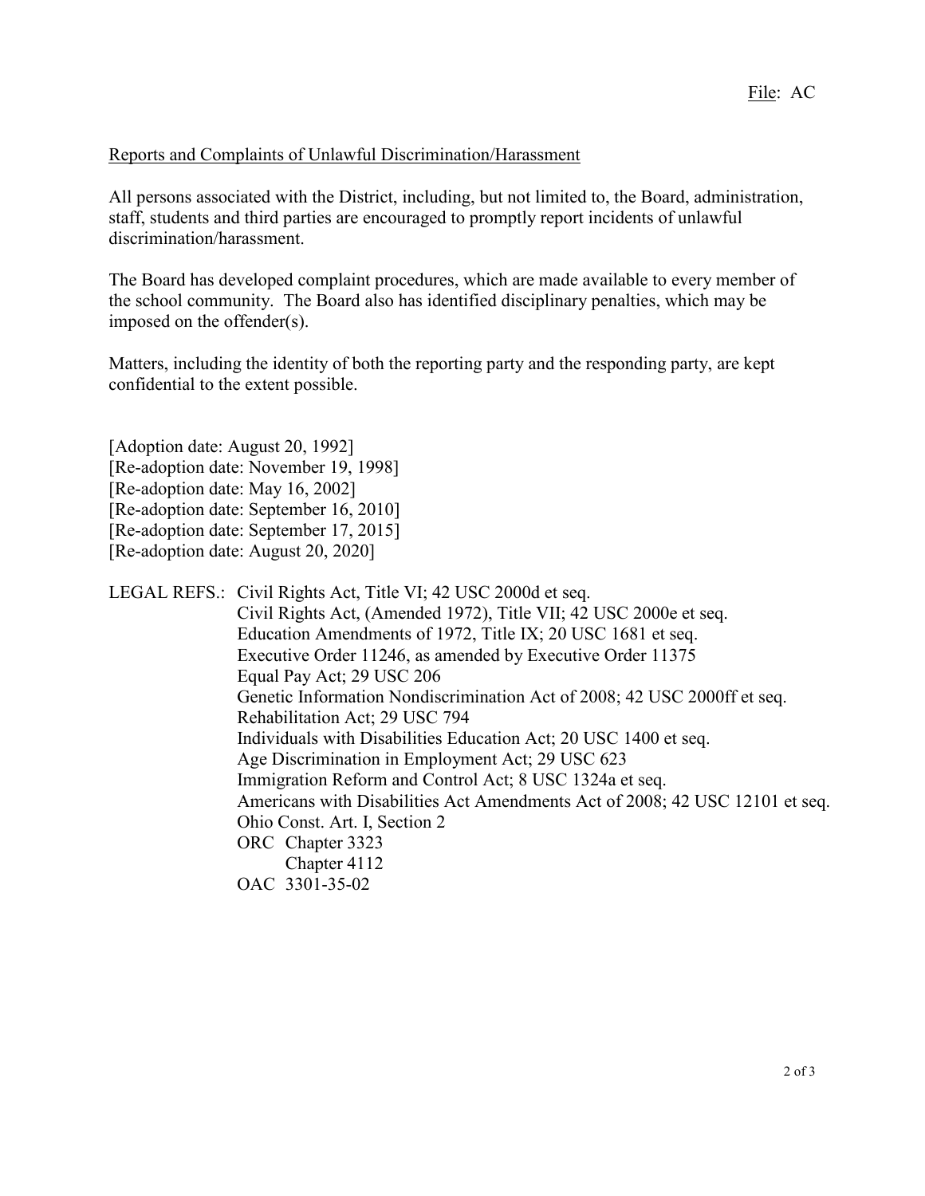File: AC

Reports and Complaints of Unlawful Discrimination/Harassment

All persons associated with the District, including, but not limited to, the Board, administration, staff, students and third parties are encouraged to promptly report incidents of unlawful discrimination/harassment.

The Board has developed complaint procedures, which are made available to every member of the school community. The Board also has identified disciplinary penalties, which may be imposed on the offender(s).

Matters, including the identity of both the reporting party and the responding party, are kept confidential to the extent possible.

[Adoption date: August 20, 1992]
[Re-adoption date: November 19, 1998]
[Re-adoption date: May 16, 2002]
[Re-adoption date: September 16, 2010]
[Re-adoption date: September 17, 2015]
[Re-adoption date: August 20, 2020]

LEGAL REFS.: Civil Rights Act, Title VI; 42 USC 2000d et seq.
Civil Rights Act, (Amended 1972), Title VII; 42 USC 2000e et seq.
Education Amendments of 1972, Title IX; 20 USC 1681 et seq.
Executive Order 11246, as amended by Executive Order 11375
Equal Pay Act; 29 USC 206
Genetic Information Nondiscrimination Act of 2008; 42 USC 2000ff et seq.
Rehabilitation Act; 29 USC 794
Individuals with Disabilities Education Act; 20 USC 1400 et seq.
Age Discrimination in Employment Act; 29 USC 623
Immigration Reform and Control Act; 8 USC 1324a et seq.
Americans with Disabilities Act Amendments Act of 2008; 42 USC 12101 et seq.
Ohio Const. Art. I, Section 2
ORC Chapter 3323
Chapter 4112
OAC 3301-35-02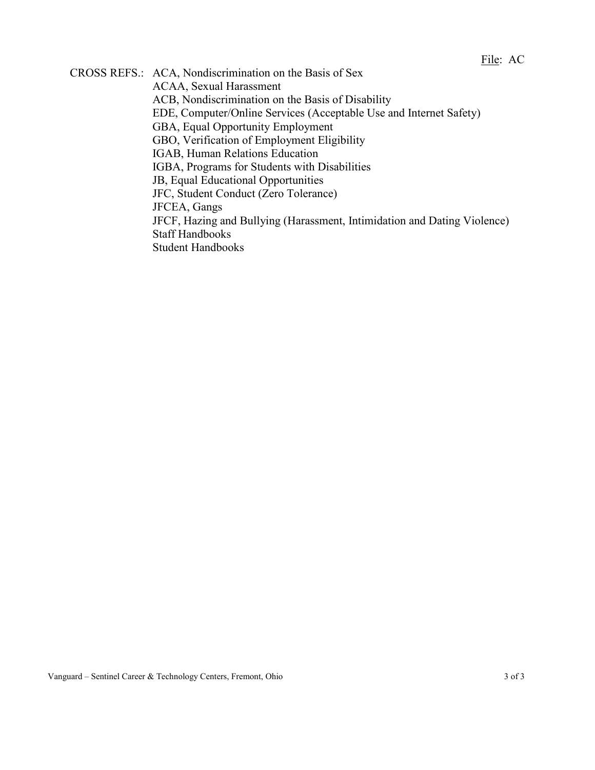File: AC

CROSS REFS.: ACA, Nondiscrimination on the Basis of Sex
ACAA, Sexual Harassment
ACB, Nondiscrimination on the Basis of Disability
EDE, Computer/Online Services (Acceptable Use and Internet Safety)
GBA, Equal Opportunity Employment
GBO, Verification of Employment Eligibility
IGAB, Human Relations Education
IGBA, Programs for Students with Disabilities
JB, Equal Educational Opportunities
JFC, Student Conduct (Zero Tolerance)
JFCEA, Gangs
JFCF, Hazing and Bullying (Harassment, Intimidation and Dating Violence)
Staff Handbooks
Student Handbooks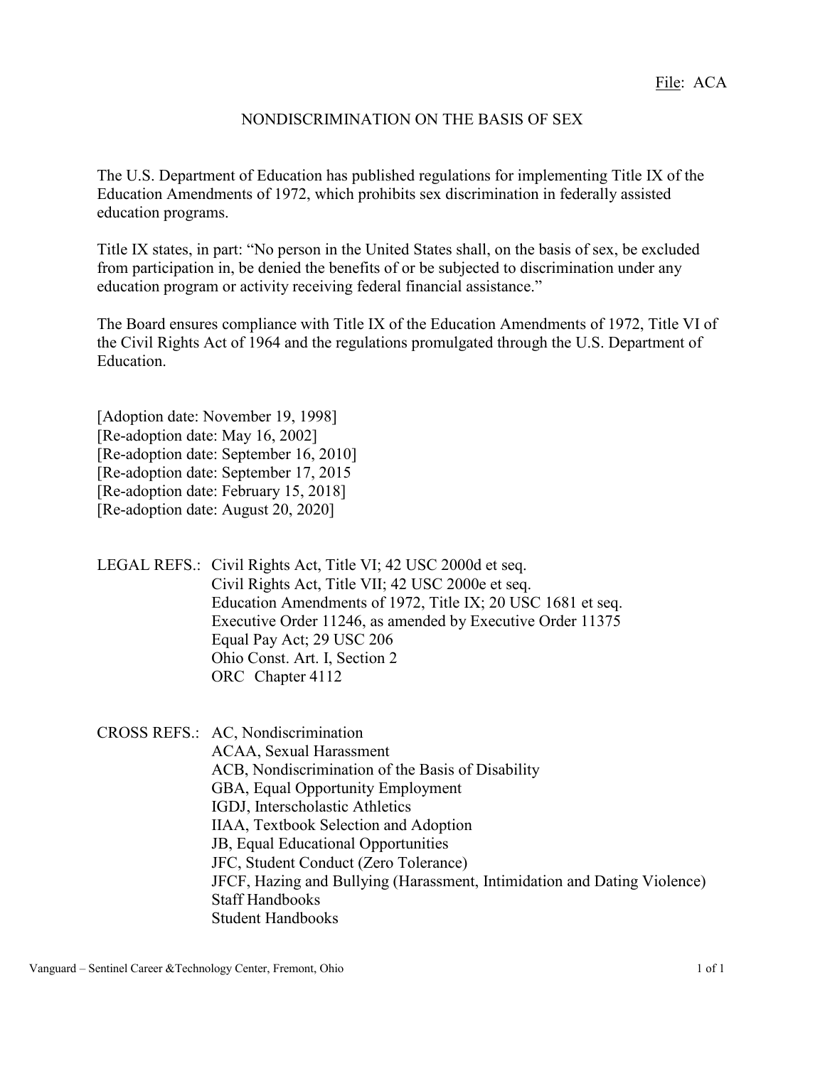File: ACA

# NONDISCRIMINATION ON THE BASIS OF SEX

The U.S. Department of Education has published regulations for implementing Title IX of the Education Amendments of 1972, which prohibits sex discrimination in federally assisted education programs.

Title IX states, in part: "No person in the United States shall, on the basis of sex, be excluded from participation in, be denied the benefits of or be subjected to discrimination under any education program or activity receiving federal financial assistance."

The Board ensures compliance with Title IX of the Education Amendments of 1972, Title VI of the Civil Rights Act of 1964 and the regulations promulgated through the U.S. Department of Education.

[Adoption date: November 19, 1998]
[Re-adoption date: May 16, 2002]
[Re-adoption date: September 16, 2010]
[Re-adoption date: September 17, 2015
[Re-adoption date: February 15, 2018]
[Re-adoption date: August 20, 2020]

LEGAL REFS.: Civil Rights Act, Title VI; 42 USC 2000d et seq.
Civil Rights Act, Title VII; 42 USC 2000e et seq.
Education Amendments of 1972, Title IX; 20 USC 1681 et seq.
Executive Order 11246, as amended by Executive Order 11375
Equal Pay Act; 29 USC 206
Ohio Const. Art. I, Section 2
ORC Chapter 4112

CROSS REFS.: AC, Nondiscrimination
ACAA, Sexual Harassment
ACB, Nondiscrimination of the Basis of Disability
GBA, Equal Opportunity Employment
IGDJ, Interscholastic Athletics
IIAA, Textbook Selection and Adoption
JB, Equal Educational Opportunities
JFC, Student Conduct (Zero Tolerance)
JFCF, Hazing and Bullying (Harassment, Intimidation and Dating Violence)
Staff Handbooks
Student Handbooks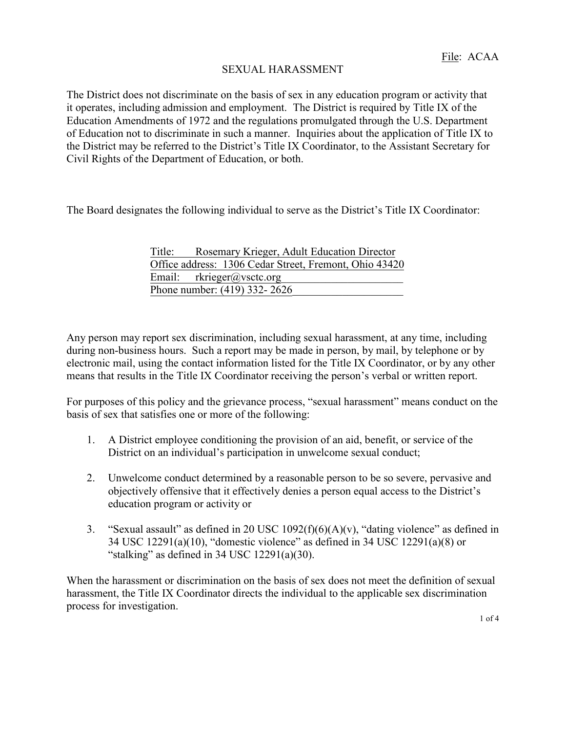File: ACAA

# SEXUAL HARASSMENT

The District does not discriminate on the basis of sex in any education program or activity that it operates, including admission and employment. The District is required by Title IX of the Education Amendments of 1972 and the regulations promulgated through the U.S. Department of Education not to discriminate in such a manner. Inquiries about the application of Title IX to the District may be referred to the District's Title IX Coordinator, to the Assistant Secretary for Civil Rights of the Department of Education, or both.

The Board designates the following individual to serve as the District's Title IX Coordinator:

Title: Rosemary Krieger, Adult Education Director
Office address: 1306 Cedar Street, Fremont, Ohio 43420
Email: rkrieger@vsctc.org
Phone number: (419) 332- 2626

Any person may report sex discrimination, including sexual harassment, at any time, including during non-business hours. Such a report may be made in person, by mail, by telephone or by electronic mail, using the contact information listed for the Title IX Coordinator, or by any other means that results in the Title IX Coordinator receiving the person's verbal or written report.

For purposes of this policy and the grievance process, "sexual harassment" means conduct on the basis of sex that satisfies one or more of the following:

1. A District employee conditioning the provision of an aid, benefit, or service of the District on an individual's participation in unwelcome sexual conduct;

2. Unwelcome conduct determined by a reasonable person to be so severe, pervasive and objectively offensive that it effectively denies a person equal access to the District's education program or activity or

3. "Sexual assault" as defined in 20 USC 1092(f)(6)(A)(v), "dating violence" as defined in 34 USC 12291(a)(10), "domestic violence" as defined in 34 USC 12291(a)(8) or "stalking" as defined in 34 USC 12291(a)(30).

When the harassment or discrimination on the basis of sex does not meet the definition of sexual harassment, the Title IX Coordinator directs the individual to the applicable sex discrimination process for investigation.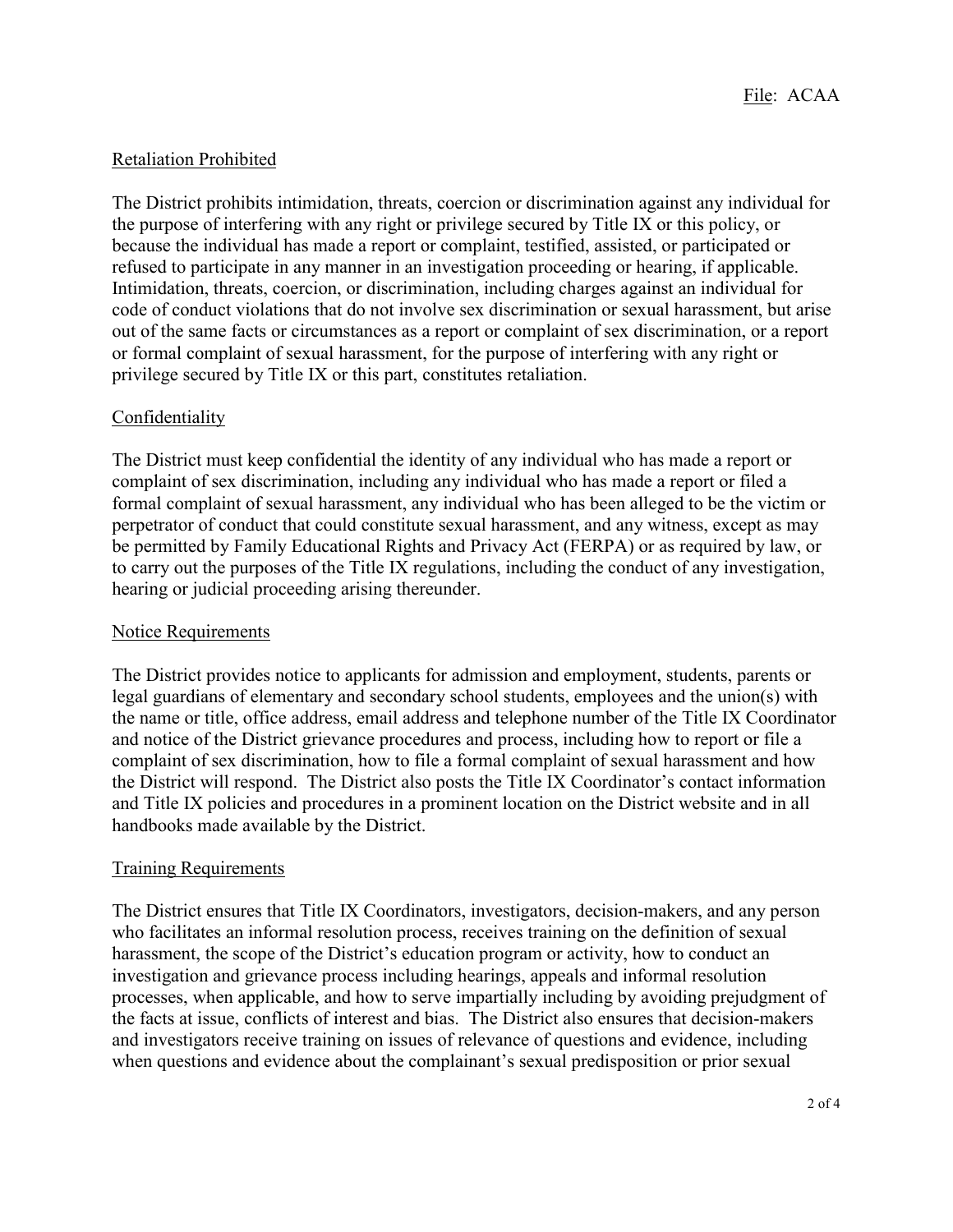## Retaliation Prohibited

The District prohibits intimidation, threats, coercion or discrimination against any individual for the purpose of interfering with any right or privilege secured by Title IX or this policy, or because the individual has made a report or complaint, testified, assisted, or participated or refused to participate in any manner in an investigation proceeding or hearing, if applicable. Intimidation, threats, coercion, or discrimination, including charges against an individual for code of conduct violations that do not involve sex discrimination or sexual harassment, but arise out of the same facts or circumstances as a report or complaint of sex discrimination, or a report or formal complaint of sexual harassment, for the purpose of interfering with any right or privilege secured by Title IX or this part, constitutes retaliation.

## Confidentiality

The District must keep confidential the identity of any individual who has made a report or complaint of sex discrimination, including any individual who has made a report or filed a formal complaint of sexual harassment, any individual who has been alleged to be the victim or perpetrator of conduct that could constitute sexual harassment, and any witness, except as may be permitted by Family Educational Rights and Privacy Act (FERPA) or as required by law, or to carry out the purposes of the Title IX regulations, including the conduct of any investigation, hearing or judicial proceeding arising thereunder.

## Notice Requirements

The District provides notice to applicants for admission and employment, students, parents or legal guardians of elementary and secondary school students, employees and the union(s) with the name or title, office address, email address and telephone number of the Title IX Coordinator and notice of the District grievance procedures and process, including how to report or file a complaint of sex discrimination, how to file a formal complaint of sexual harassment and how the District will respond. The District also posts the Title IX Coordinator's contact information and Title IX policies and procedures in a prominent location on the District website and in all handbooks made available by the District.

## Training Requirements

The District ensures that Title IX Coordinators, investigators, decision-makers, and any person who facilitates an informal resolution process, receives training on the definition of sexual harassment, the scope of the District's education program or activity, how to conduct an investigation and grievance process including hearings, appeals and informal resolution processes, when applicable, and how to serve impartially including by avoiding prejudgment of the facts at issue, conflicts of interest and bias. The District also ensures that decision-makers and investigators receive training on issues of relevance of questions and evidence, including when questions and evidence about the complainant's sexual predisposition or prior sexual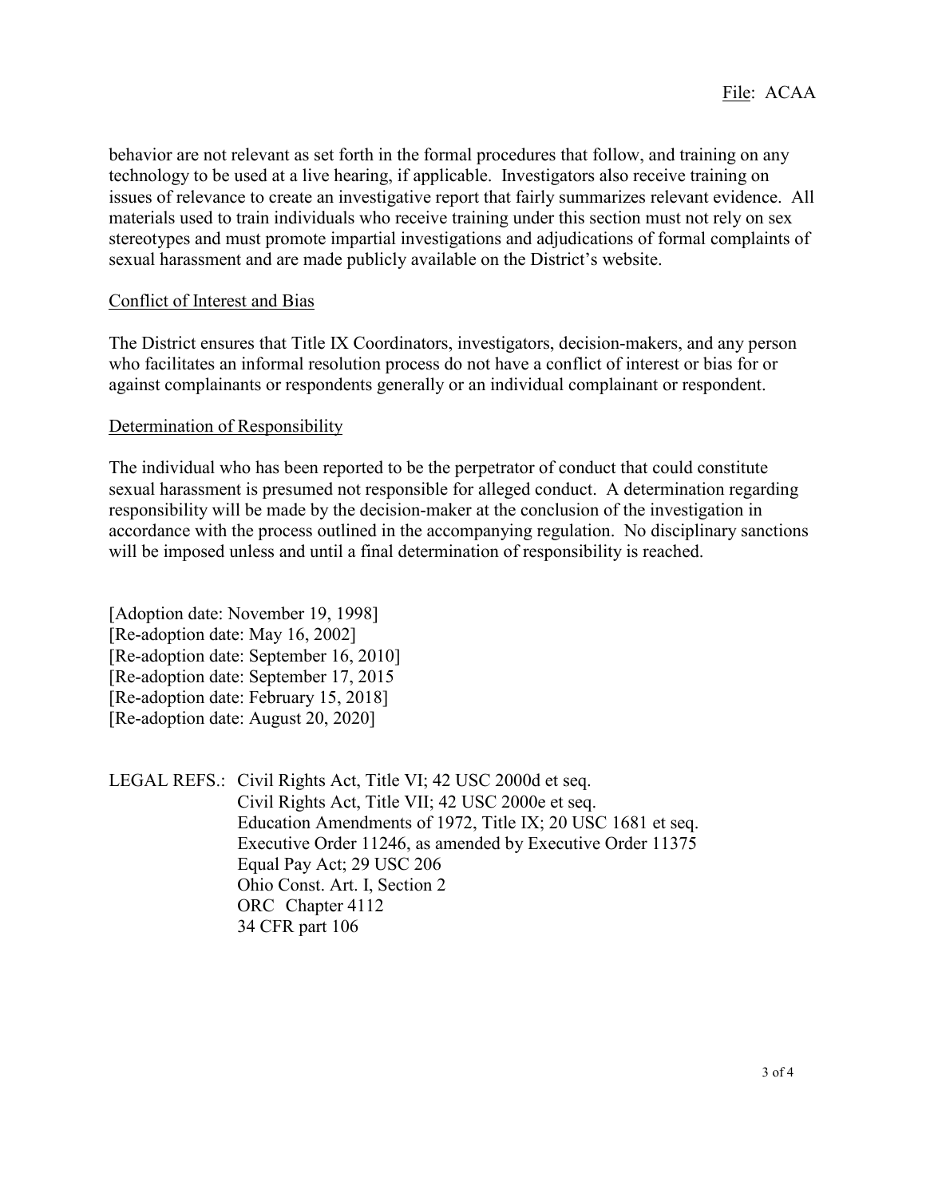behavior are not relevant as set forth in the formal procedures that follow, and training on any technology to be used at a live hearing, if applicable. Investigators also receive training on issues of relevance to create an investigative report that fairly summarizes relevant evidence. All materials used to train individuals who receive training under this section must not rely on sex stereotypes and must promote impartial investigations and adjudications of formal complaints of sexual harassment and are made publicly available on the District's website.

Conflict of Interest and Bias

The District ensures that Title IX Coordinators, investigators, decision-makers, and any person who facilitates an informal resolution process do not have a conflict of interest or bias for or against complainants or respondents generally or an individual complainant or respondent.

Determination of Responsibility

The individual who has been reported to be the perpetrator of conduct that could constitute sexual harassment is presumed not responsible for alleged conduct. A determination regarding responsibility will be made by the decision-maker at the conclusion of the investigation in accordance with the process outlined in the accompanying regulation. No disciplinary sanctions will be imposed unless and until a final determination of responsibility is reached.

[Adoption date: November 19, 1998]
[Re-adoption date: May 16, 2002]
[Re-adoption date: September 16, 2010]
[Re-adoption date: September 17, 2015
[Re-adoption date: February 15, 2018]
[Re-adoption date: August 20, 2020]

LEGAL REFS.: Civil Rights Act, Title VI; 42 USC 2000d et seq.
Civil Rights Act, Title VII; 42 USC 2000e et seq.
Education Amendments of 1972, Title IX; 20 USC 1681 et seq.
Executive Order 11246, as amended by Executive Order 11375
Equal Pay Act; 29 USC 206
Ohio Const. Art. I, Section 2
ORC Chapter 4112
34 CFR part 106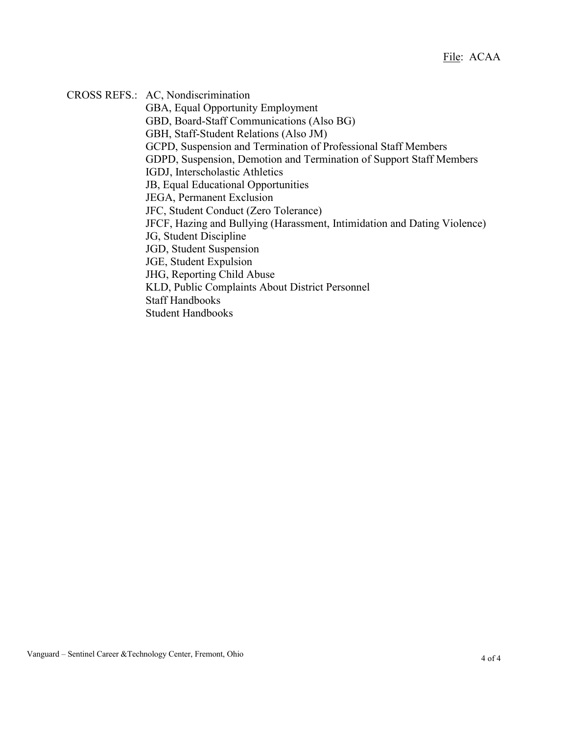File: ACAA

CROSS REFS.: AC, Nondiscrimination
GBA, Equal Opportunity Employment
GBD, Board-Staff Communications (Also BG)
GBH, Staff-Student Relations (Also JM)
GCPD, Suspension and Termination of Professional Staff Members
GDPD, Suspension, Demotion and Termination of Support Staff Members
IGDJ, Interscholastic Athletics
JB, Equal Educational Opportunities
JEGA, Permanent Exclusion
JFC, Student Conduct (Zero Tolerance)
JFCF, Hazing and Bullying (Harassment, Intimidation and Dating Violence)
JG, Student Discipline
JGD, Student Suspension
JGE, Student Expulsion
JHG, Reporting Child Abuse
KLD, Public Complaints About District Personnel
Staff Handbooks
Student Handbooks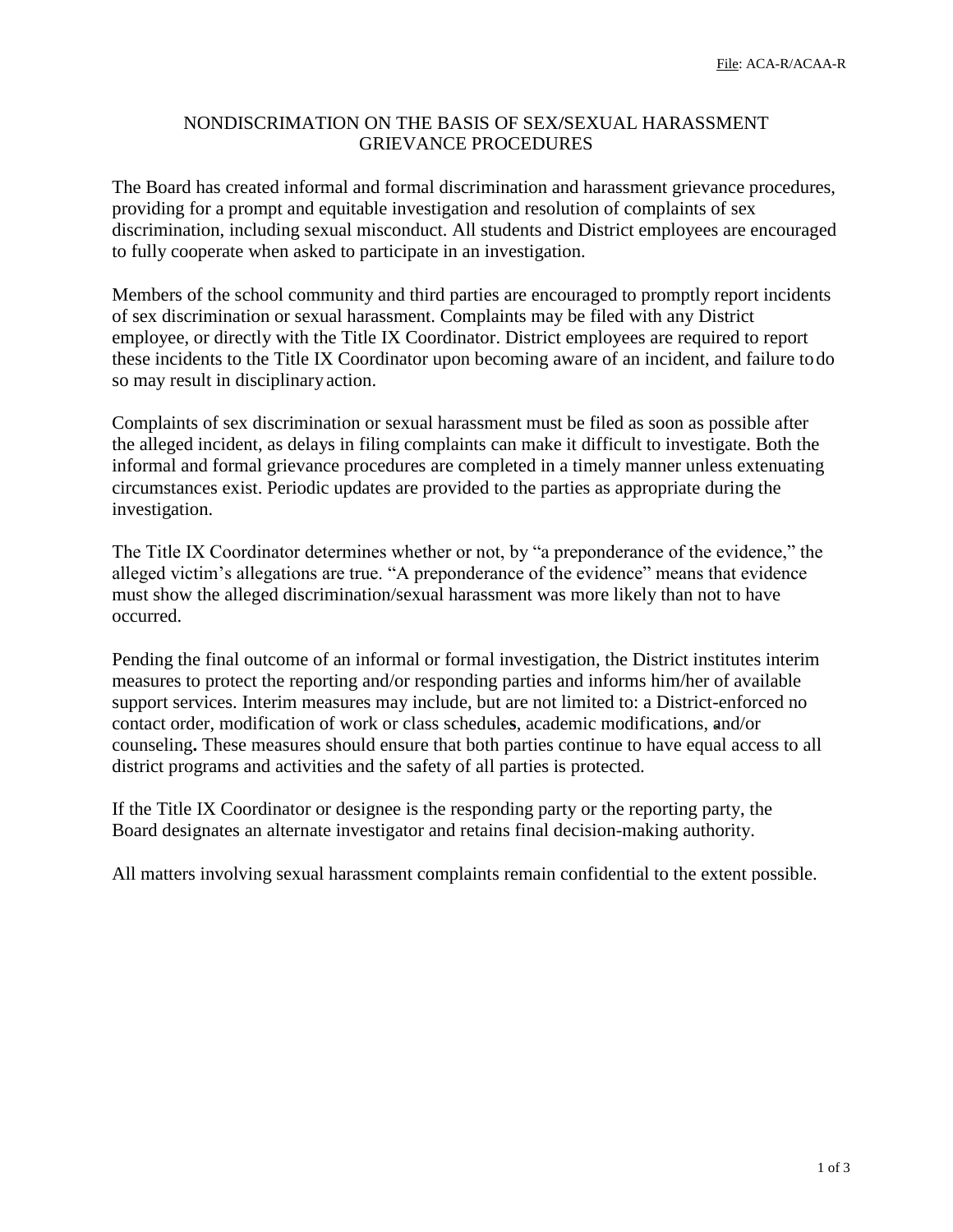File: ACA-R/ACAA-R

# NONDISCRIMATION ON THE BASIS OF SEX/SEXUAL HARASSMENT GRIEVANCE PROCEDURES

The Board has created informal and formal discrimination and harassment grievance procedures, providing for a prompt and equitable investigation and resolution of complaints of sex discrimination, including sexual misconduct. All students and District employees are encouraged to fully cooperate when asked to participate in an investigation.

Members of the school community and third parties are encouraged to promptly report incidents of sex discrimination or sexual harassment. Complaints may be filed with any District employee, or directly with the Title IX Coordinator. District employees are required to report these incidents to the Title IX Coordinator upon becoming aware of an incident, and failure to do so may result in disciplinary action.

Complaints of sex discrimination or sexual harassment must be filed as soon as possible after the alleged incident, as delays in filing complaints can make it difficult to investigate. Both the informal and formal grievance procedures are completed in a timely manner unless extenuating circumstances exist. Periodic updates are provided to the parties as appropriate during the investigation.

The Title IX Coordinator determines whether or not, by "a preponderance of the evidence," the alleged victim's allegations are true. "A preponderance of the evidence" means that evidence must show the alleged discrimination/sexual harassment was more likely than not to have occurred.

Pending the final outcome of an informal or formal investigation, the District institutes interim measures to protect the reporting and/or responding parties and informs him/her of available support services. Interim measures may include, but are not limited to: a District-enforced no contact order, modification of work or class schedules, academic modifications, and/or counseling. These measures should ensure that both parties continue to have equal access to all district programs and activities and the safety of all parties is protected.

If the Title IX Coordinator or designee is the responding party or the reporting party, the Board designates an alternate investigator and retains final decision-making authority.

All matters involving sexual harassment complaints remain confidential to the extent possible.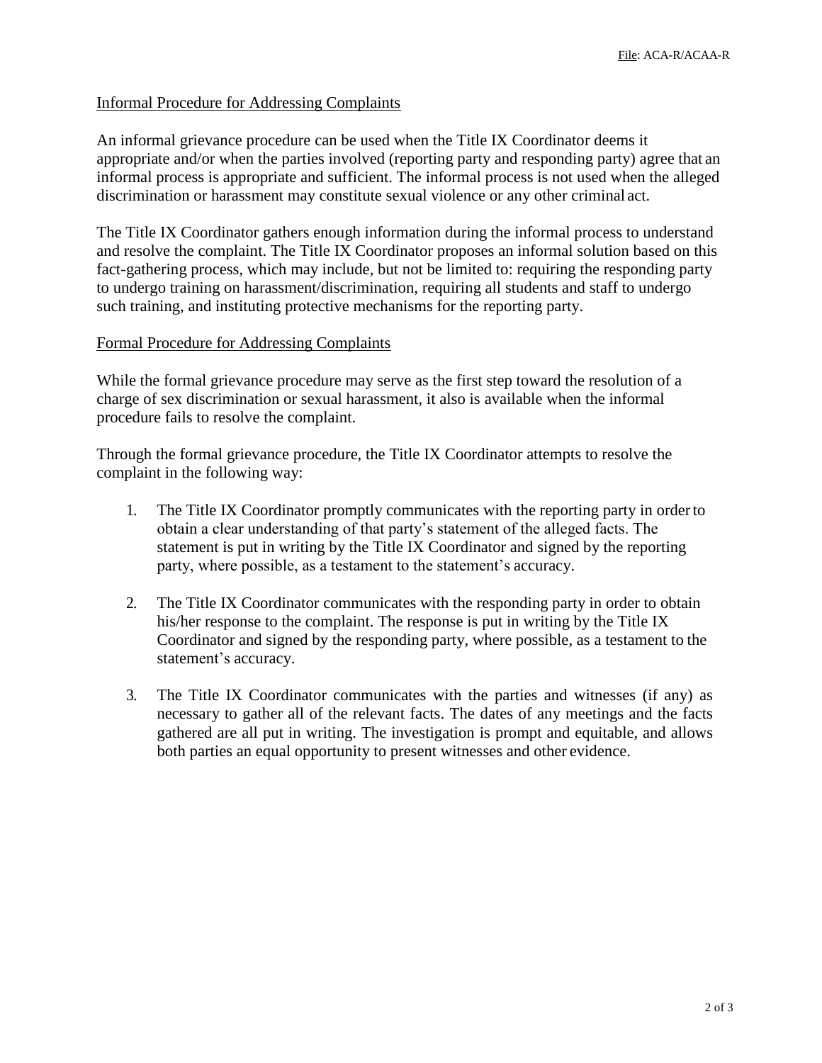Informal Procedure for Addressing Complaints

An informal grievance procedure can be used when the Title IX Coordinator deems it appropriate and/or when the parties involved (reporting party and responding party) agree that an informal process is appropriate and sufficient. The informal process is not used when the alleged discrimination or harassment may constitute sexual violence or any other criminal act.

The Title IX Coordinator gathers enough information during the informal process to understand and resolve the complaint. The Title IX Coordinator proposes an informal solution based on this fact-gathering process, which may include, but not be limited to: requiring the responding party to undergo training on harassment/discrimination, requiring all students and staff to undergo such training, and instituting protective mechanisms for the reporting party.

Formal Procedure for Addressing Complaints

While the formal grievance procedure may serve as the first step toward the resolution of a charge of sex discrimination or sexual harassment, it also is available when the informal procedure fails to resolve the complaint.

Through the formal grievance procedure, the Title IX Coordinator attempts to resolve the complaint in the following way:

1. The Title IX Coordinator promptly communicates with the reporting party in order to obtain a clear understanding of that party's statement of the alleged facts. The statement is put in writing by the Title IX Coordinator and signed by the reporting party, where possible, as a testament to the statement's accuracy.

2. The Title IX Coordinator communicates with the responding party in order to obtain his/her response to the complaint. The response is put in writing by the Title IX Coordinator and signed by the responding party, where possible, as a testament to the statement's accuracy.

3. The Title IX Coordinator communicates with the parties and witnesses (if any) as necessary to gather all of the relevant facts. The dates of any meetings and the facts gathered are all put in writing. The investigation is prompt and equitable, and allows both parties an equal opportunity to present witnesses and other evidence.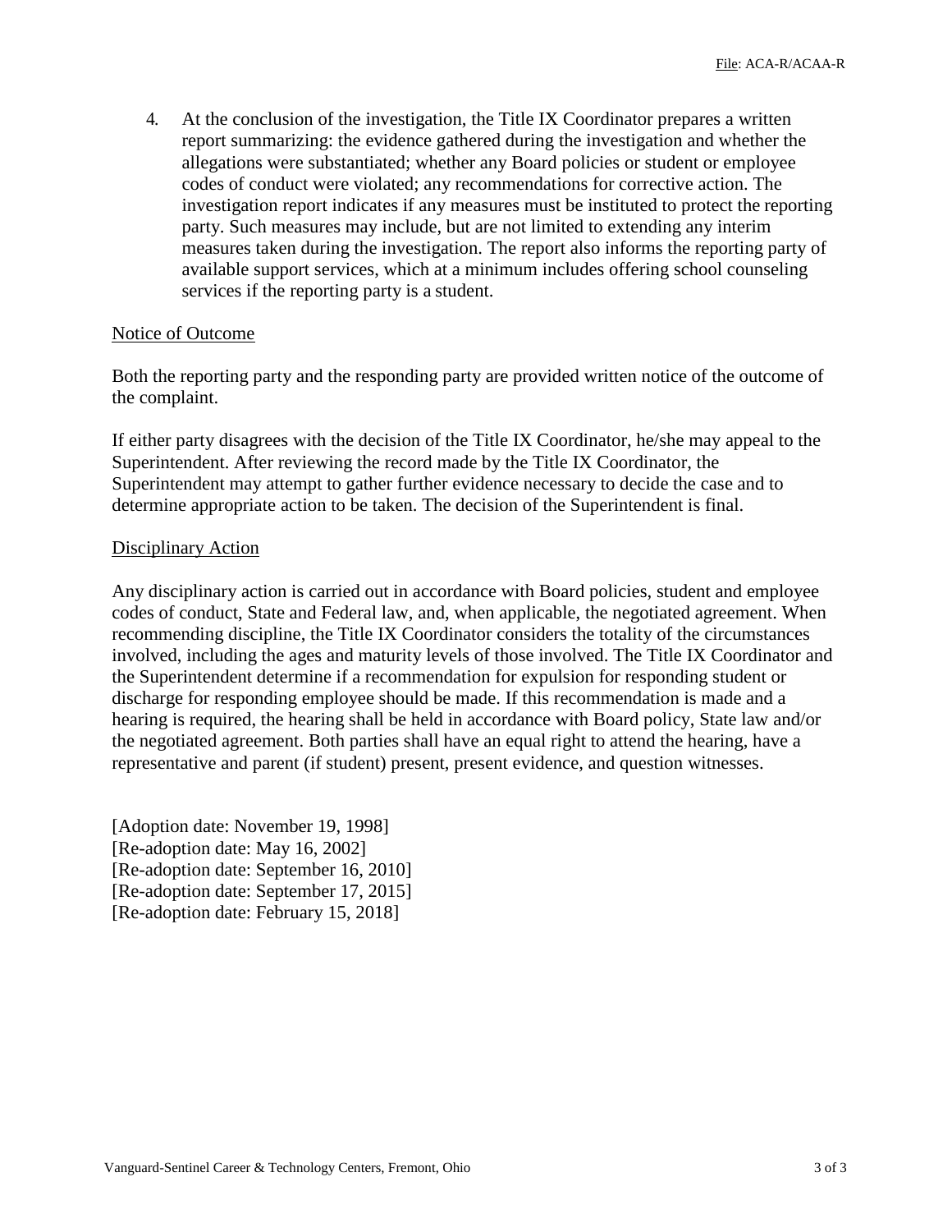4. At the conclusion of the investigation, the Title IX Coordinator prepares a written report summarizing: the evidence gathered during the investigation and whether the allegations were substantiated; whether any Board policies or student or employee codes of conduct were violated; any recommendations for corrective action. The investigation report indicates if any measures must be instituted to protect the reporting party. Such measures may include, but are not limited to extending any interim measures taken during the investigation. The report also informs the reporting party of available support services, which at a minimum includes offering school counseling services if the reporting party is a student.

<u>Notice of Outcome</u>

Both the reporting party and the responding party are provided written notice of the outcome of the complaint.

If either party disagrees with the decision of the Title IX Coordinator, he/she may appeal to the Superintendent. After reviewing the record made by the Title IX Coordinator, the Superintendent may attempt to gather further evidence necessary to decide the case and to determine appropriate action to be taken. The decision of the Superintendent is final.

<u>Disciplinary Action</u>

Any disciplinary action is carried out in accordance with Board policies, student and employee codes of conduct, State and Federal law, and, when applicable, the negotiated agreement. When recommending discipline, the Title IX Coordinator considers the totality of the circumstances involved, including the ages and maturity levels of those involved. The Title IX Coordinator and the Superintendent determine if a recommendation for expulsion for responding student or discharge for responding employee should be made. If this recommendation is made and a hearing is required, the hearing shall be held in accordance with Board policy, State law and/or the negotiated agreement. Both parties shall have an equal right to attend the hearing, have a representative and parent (if student) present, present evidence, and question witnesses.

[Adoption date: November 19, 1998]
[Re-adoption date: May 16, 2002]
[Re-adoption date: September 16, 2010]
[Re-adoption date: September 17, 2015]
[Re-adoption date: February 15, 2018]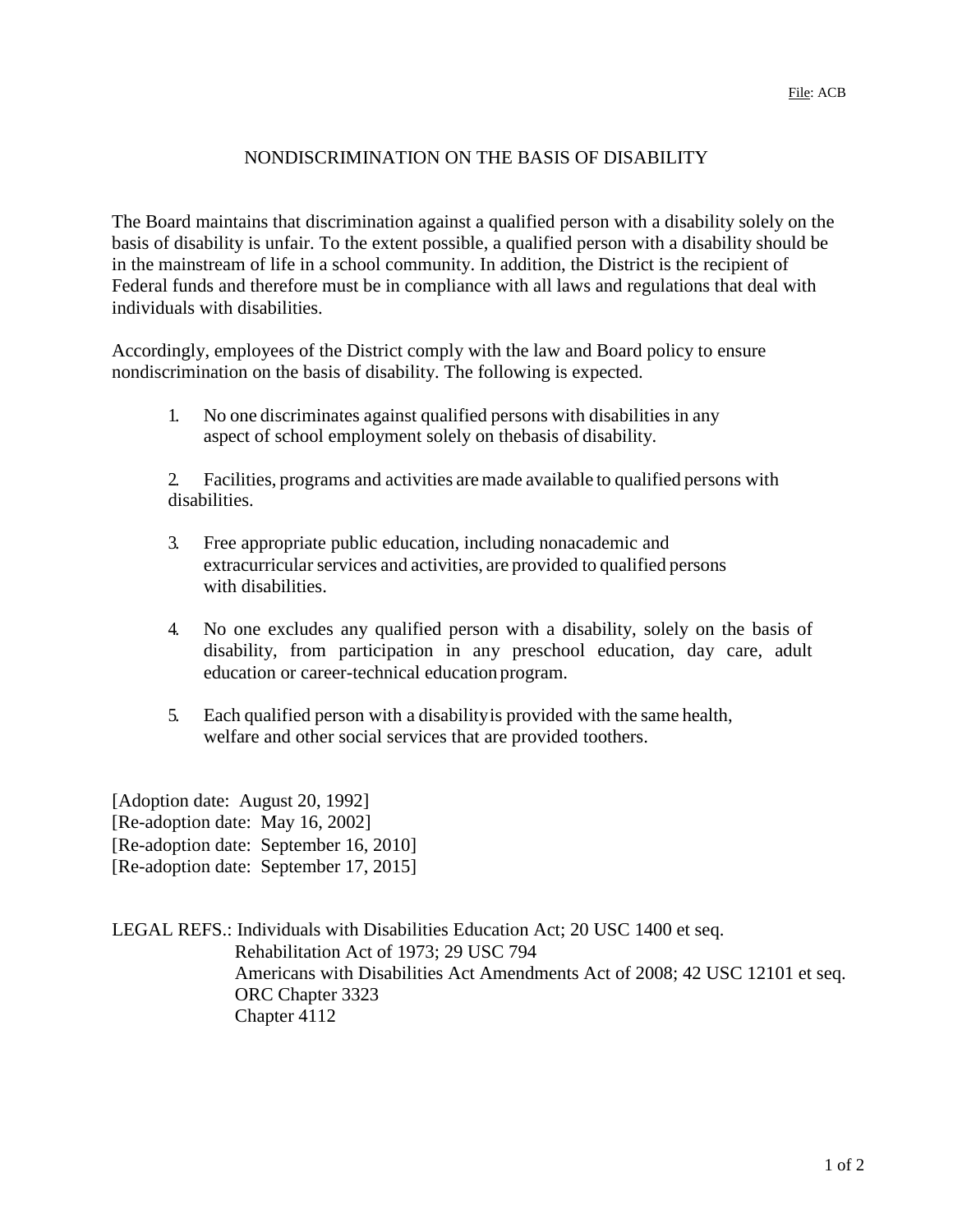File: ACB

# NONDISCRIMINATION ON THE BASIS OF DISABILITY

The Board maintains that discrimination against a qualified person with a disability solely on the basis of disability is unfair. To the extent possible, a qualified person with a disability should be in the mainstream of life in a school community. In addition, the District is the recipient of Federal funds and therefore must be in compliance with all laws and regulations that deal with individuals with disabilities.

Accordingly, employees of the District comply with the law and Board policy to ensure nondiscrimination on the basis of disability. The following is expected.

1. No one discriminates against qualified persons with disabilities in any aspect of school employment solely on thebasis of disability.

2. Facilities, programs and activities are made available to qualified persons with disabilities.

3. Free appropriate public education, including nonacademic and extracurricular services and activities, are provided to qualified persons with disabilities.

4. No one excludes any qualified person with a disability, solely on the basis of disability, from participation in any preschool education, day care, adult education or career-technical education program.

5. Each qualified person with a disabilityis provided with the same health, welfare and other social services that are provided toothers.

[Adoption date: August 20, 1992]
[Re-adoption date: May 16, 2002]
[Re-adoption date: September 16, 2010]
[Re-adoption date: September 17, 2015]

LEGAL REFS.: Individuals with Disabilities Education Act; 20 USC 1400 et seq.
Rehabilitation Act of 1973; 29 USC 794
Americans with Disabilities Act Amendments Act of 2008; 42 USC 12101 et seq.
ORC Chapter 3323
Chapter 4112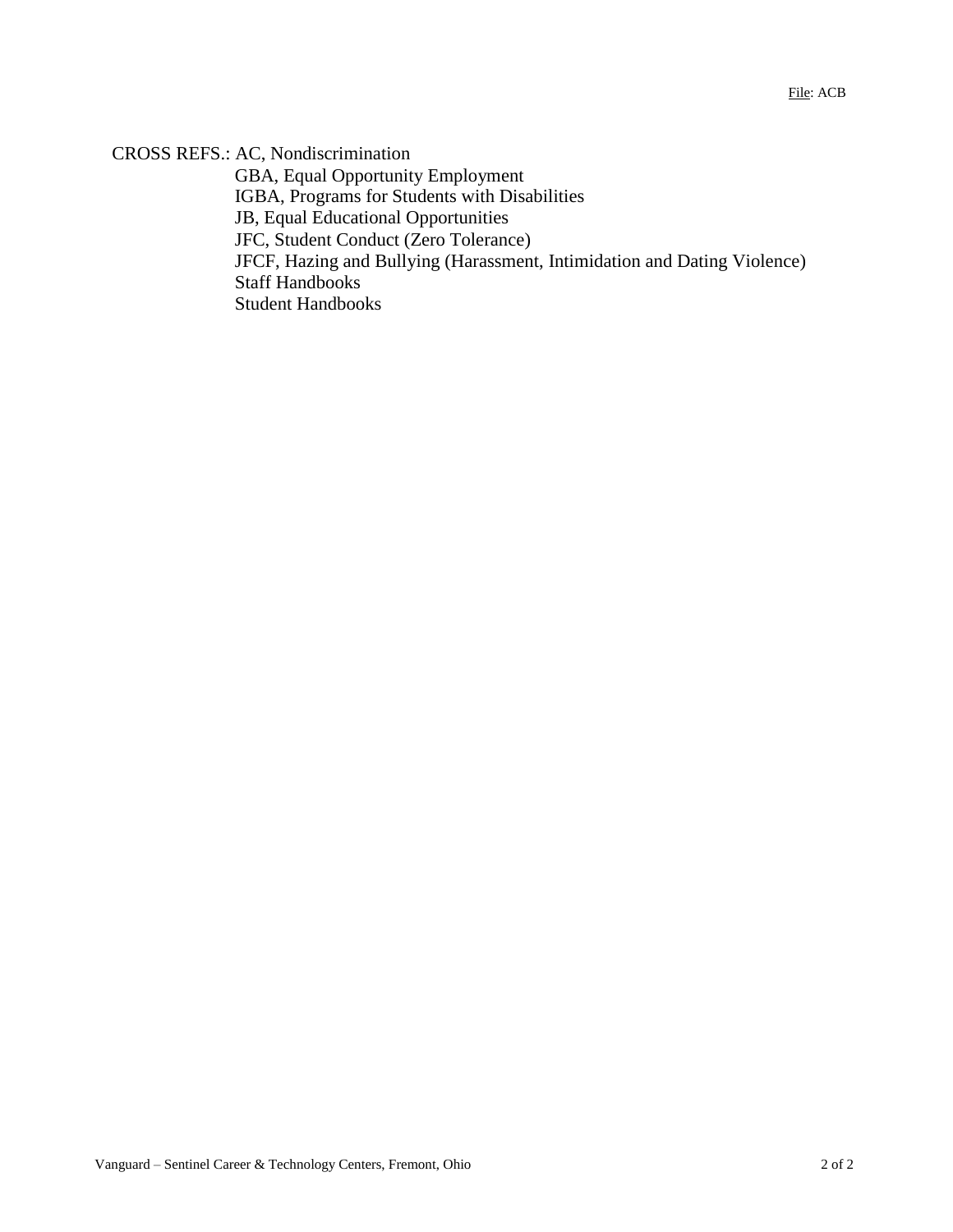CROSS REFS.: AC, Nondiscrimination
GBA, Equal Opportunity Employment
IGBA, Programs for Students with Disabilities
JB, Equal Educational Opportunities
JFC, Student Conduct (Zero Tolerance)
JFCF, Hazing and Bullying (Harassment, Intimidation and Dating Violence)
Staff Handbooks
Student Handbooks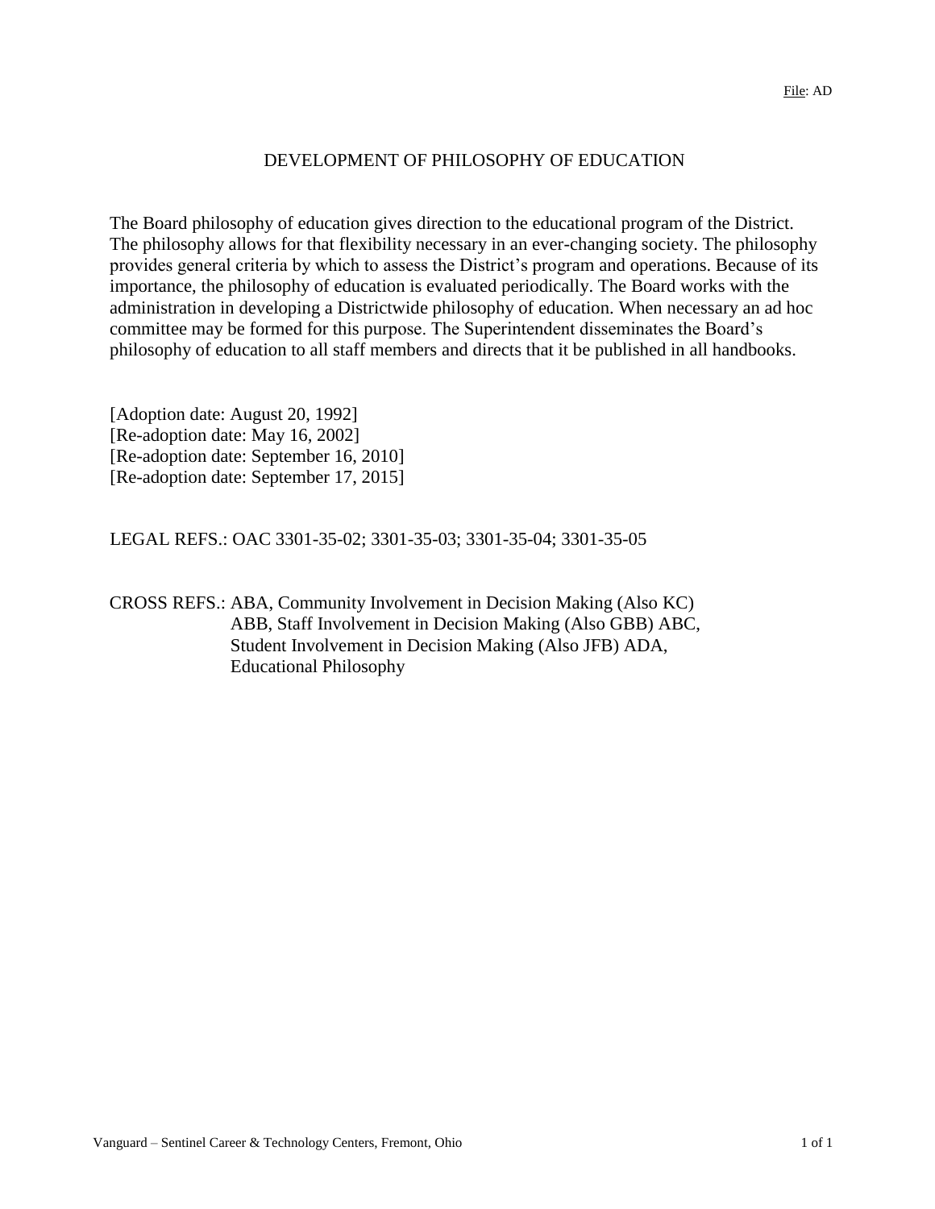File: AD

# DEVELOPMENT OF PHILOSOPHY OF EDUCATION

The Board philosophy of education gives direction to the educational program of the District. The philosophy allows for that flexibility necessary in an ever-changing society. The philosophy provides general criteria by which to assess the District's program and operations. Because of its importance, the philosophy of education is evaluated periodically. The Board works with the administration in developing a Districtwide philosophy of education. When necessary an ad hoc committee may be formed for this purpose. The Superintendent disseminates the Board's philosophy of education to all staff members and directs that it be published in all handbooks.

[Adoption date: August 20, 1992]
[Re-adoption date: May 16, 2002]
[Re-adoption date: September 16, 2010]
[Re-adoption date: September 17, 2015]

LEGAL REFS.: OAC 3301-35-02; 3301-35-03; 3301-35-04; 3301-35-05

CROSS REFS.: ABA, Community Involvement in Decision Making (Also KC)
ABB, Staff Involvement in Decision Making (Also GBB) ABC,
Student Involvement in Decision Making (Also JFB) ADA,
Educational Philosophy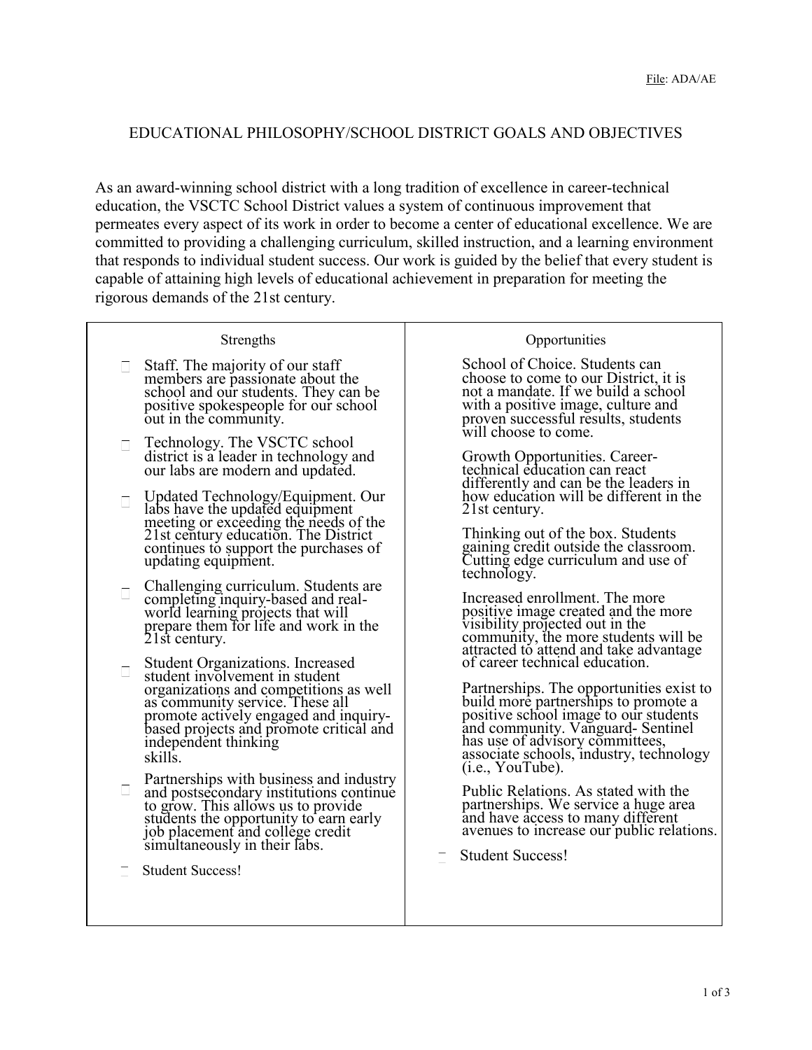File: ADA/AE

# EDUCATIONAL PHILOSOPHY/SCHOOL DISTRICT GOALS AND OBJECTIVES

As an award-winning school district with a long tradition of excellence in career-technical education, the VSCTC School District values a system of continuous improvement that permeates every aspect of its work in order to become a center of educational excellence. We are committed to providing a challenging curriculum, skilled instruction, and a learning environment that responds to individual student success. Our work is guided by the belief that every student is capable of attaining high levels of educational achievement in preparation for meeting the rigorous demands of the 21st century.

| Strengths | Opportunities |
|---|---|
| - Staff. The majority of our staff members are passionate about the school and our students. They can be positive spokespeople for our school out in the community.<br>- Technology. The VSCTC school district is a leader in technology and our labs are modern and updated.<br>- Updated Technology/Equipment. Our labs have the updated equipment meeting or exceeding the needs of the 21st century education. The District continues to support the purchases of updating equipment.<br>- Challenging curriculum. Students are completing inquiry-based and real-world learning projects that will prepare them for life and work in the 21st century.<br>- Student Organizations. Increased student involvement in student organizations and competitions as well as community service. These all promote actively engaged and inquiry-based projects and promote critical and independent thinking skills.<br>- Partnerships with business and industry and postsecondary institutions continue to grow. This allows us to provide students the opportunity to earn early job placement and college credit simultaneously in their labs.<br>- Student Success! | School of Choice. Students can choose to come to our District, it is not a mandate. If we build a school with a positive image, culture and proven successful results, students will choose to come.<br><br>Growth Opportunities. Career-technical education can react differently and can be the leaders in how education will be different in the 21st century.<br><br>Thinking out of the box. Students gaining credit outside the classroom. Cutting edge curriculum and use of technology.<br><br>Increased enrollment. The more positive image created and the more visibility projected out in the community, the more students will be attracted to attend and take advantage of career technical education.<br><br>Partnerships. The opportunities exist to build more partnerships to promote a positive school image to our students and community. Vanguard- Sentinel has use of advisory committees, associate schools, industry, technology (i.e., YouTube).<br><br>Public Relations. As stated with the partnerships. We service a huge area and have access to many different avenues to increase our public relations.<br><br>- Student Success! |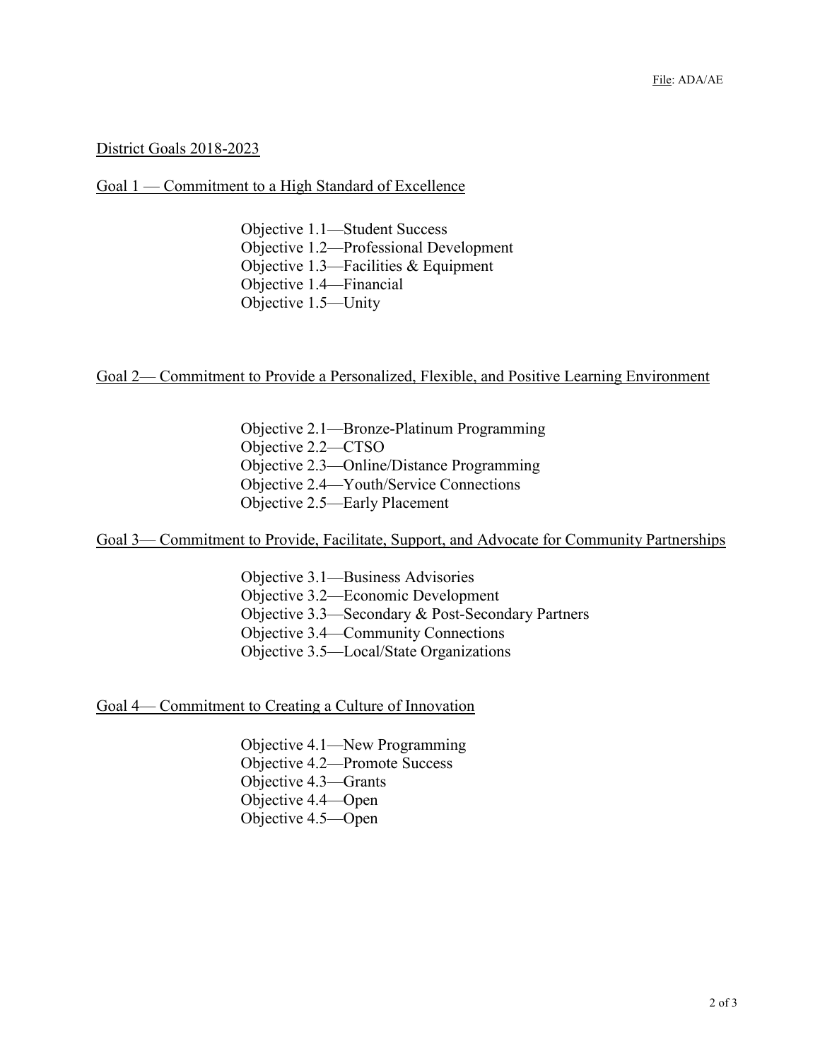File: ADA/AE

## District Goals 2018-2023

### Goal 1 — Commitment to a High Standard of Excellence

Objective 1.1—Student Success
Objective 1.2—Professional Development
Objective 1.3—Facilities & Equipment
Objective 1.4—Financial
Objective 1.5—Unity

### Goal 2— Commitment to Provide a Personalized, Flexible, and Positive Learning Environment

Objective 2.1—Bronze-Platinum Programming
Objective 2.2—CTSO
Objective 2.3—Online/Distance Programming
Objective 2.4—Youth/Service Connections
Objective 2.5—Early Placement

### Goal 3— Commitment to Provide, Facilitate, Support, and Advocate for Community Partnerships

Objective 3.1—Business Advisories
Objective 3.2—Economic Development
Objective 3.3—Secondary & Post-Secondary Partners
Objective 3.4—Community Connections
Objective 3.5—Local/State Organizations

### Goal 4— Commitment to Creating a Culture of Innovation

Objective 4.1—New Programming
Objective 4.2—Promote Success
Objective 4.3—Grants
Objective 4.4—Open
Objective 4.5—Open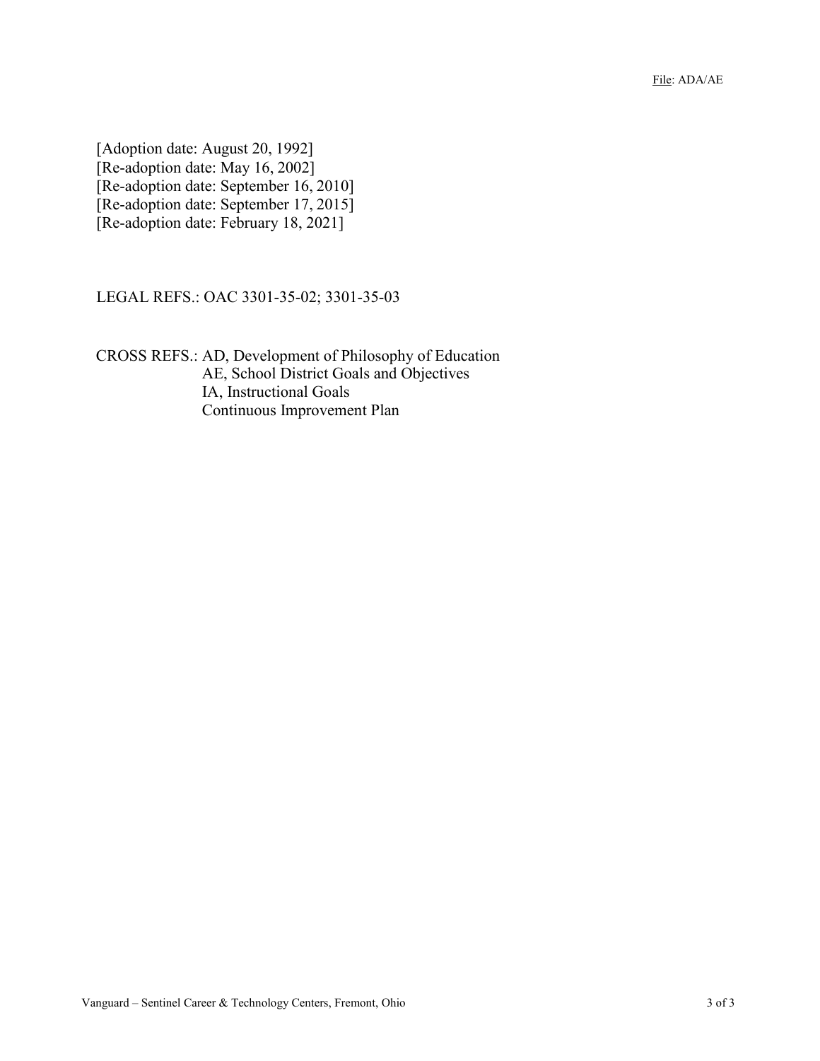[Adoption date: August 20, 1992]
[Re-adoption date: May 16, 2002]
[Re-adoption date: September 16, 2010]
[Re-adoption date: September 17, 2015]
[Re-adoption date: February 18, 2021]

LEGAL REFS.: OAC 3301-35-02; 3301-35-03

CROSS REFS.: AD, Development of Philosophy of Education
AE, School District Goals and Objectives
IA, Instructional Goals
Continuous Improvement Plan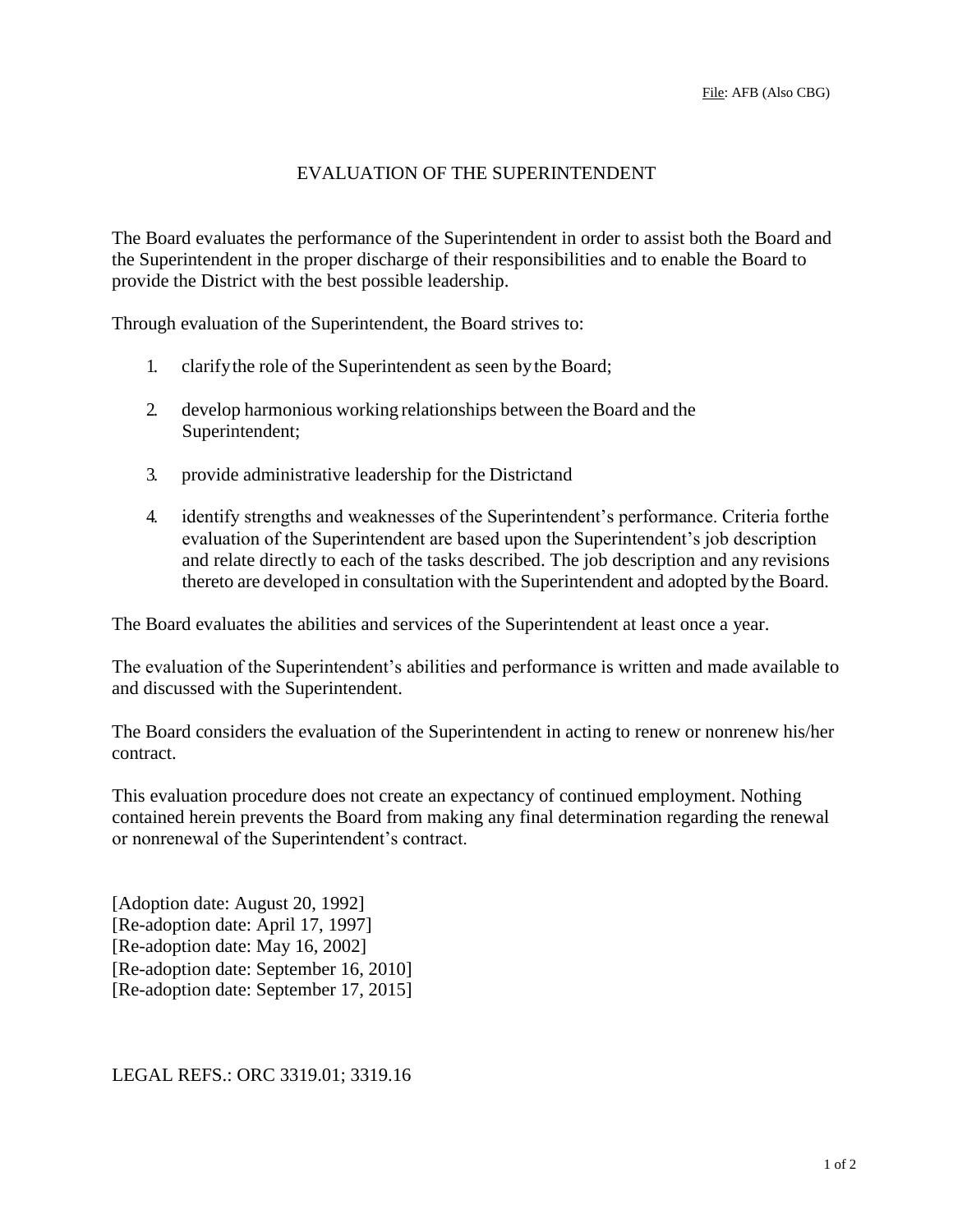File: AFB (Also CBG)

# EVALUATION OF THE SUPERINTENDENT

The Board evaluates the performance of the Superintendent in order to assist both the Board and the Superintendent in the proper discharge of their responsibilities and to enable the Board to provide the District with the best possible leadership.

Through evaluation of the Superintendent, the Board strives to:

1. clarify the role of the Superintendent as seen by the Board;
2. develop harmonious working relationships between the Board and the Superintendent;
3. provide administrative leadership for the Districtand
4. identify strengths and weaknesses of the Superintendent's performance. Criteria forthe evaluation of the Superintendent are based upon the Superintendent's job description and relate directly to each of the tasks described. The job description and any revisions thereto are developed in consultation with the Superintendent and adopted by the Board.

The Board evaluates the abilities and services of the Superintendent at least once a year.

The evaluation of the Superintendent's abilities and performance is written and made available to and discussed with the Superintendent.

The Board considers the evaluation of the Superintendent in acting to renew or nonrenew his/her contract.

This evaluation procedure does not create an expectancy of continued employment. Nothing contained herein prevents the Board from making any final determination regarding the renewal or nonrenewal of the Superintendent's contract.

[Adoption date: August 20, 1992]
[Re-adoption date: April 17, 1997]
[Re-adoption date: May 16, 2002]
[Re-adoption date: September 16, 2010]
[Re-adoption date: September 17, 2015]

LEGAL REFS.: ORC 3319.01; 3319.16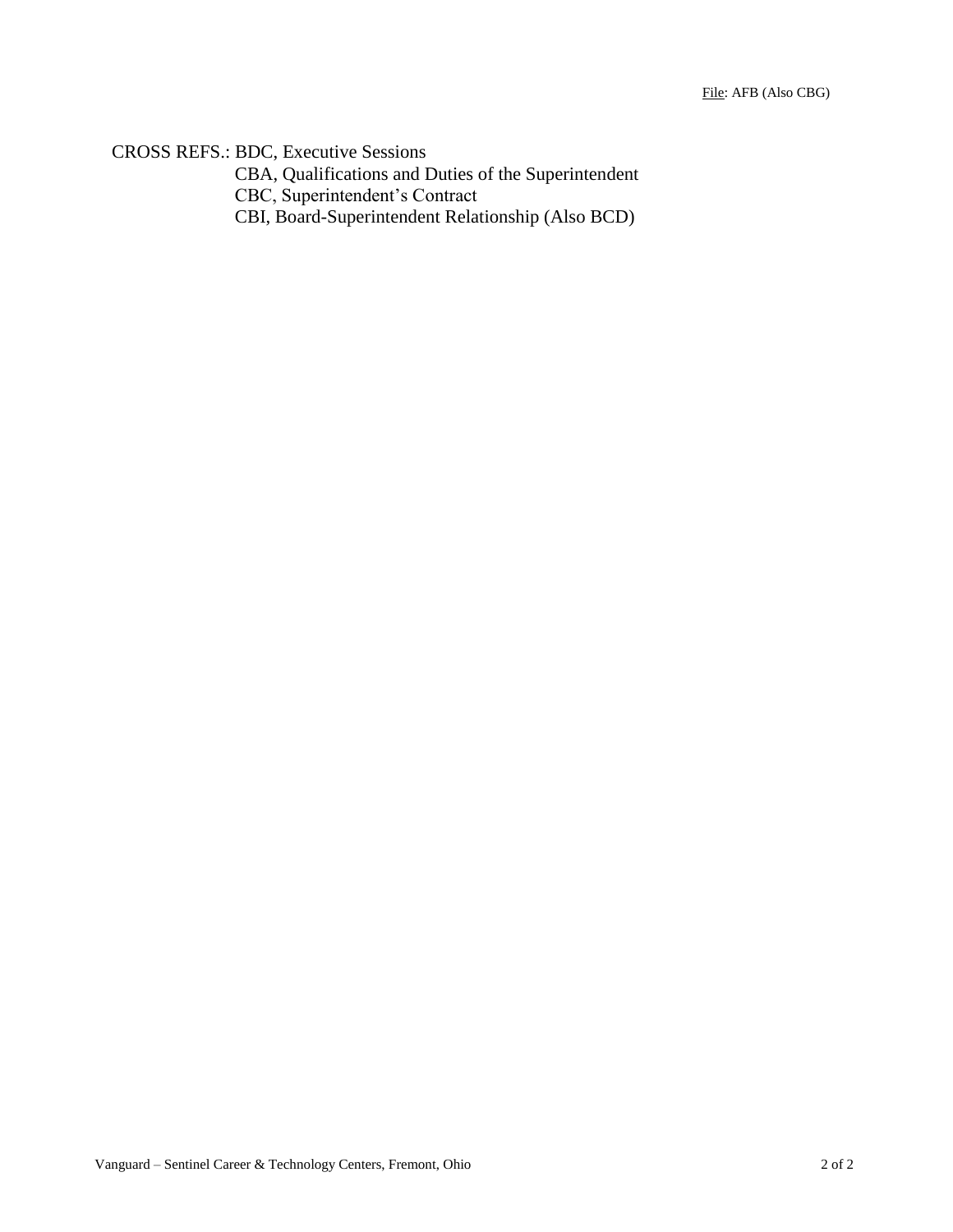CROSS REFS.: BDC, Executive Sessions
CBA, Qualifications and Duties of the Superintendent
CBC, Superintendent's Contract
CBI, Board-Superintendent Relationship (Also BCD)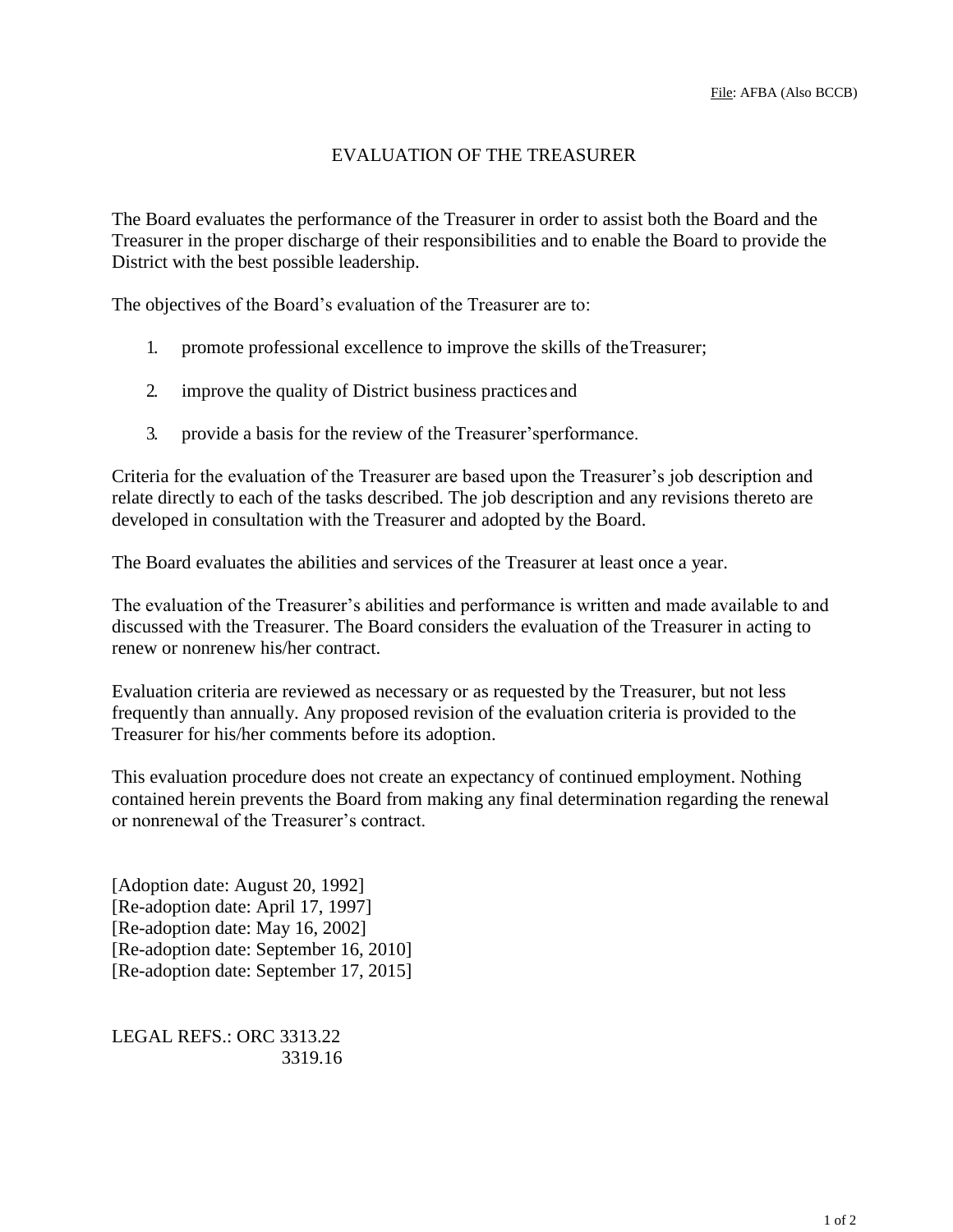File: AFBA (Also BCCB)

# EVALUATION OF THE TREASURER

The Board evaluates the performance of the Treasurer in order to assist both the Board and the Treasurer in the proper discharge of their responsibilities and to enable the Board to provide the District with the best possible leadership.

The objectives of the Board's evaluation of the Treasurer are to:

1. promote professional excellence to improve the skills of the Treasurer;
2. improve the quality of District business practices and
3. provide a basis for the review of the Treasurer's performance.

Criteria for the evaluation of the Treasurer are based upon the Treasurer's job description and relate directly to each of the tasks described. The job description and any revisions thereto are developed in consultation with the Treasurer and adopted by the Board.

The Board evaluates the abilities and services of the Treasurer at least once a year.

The evaluation of the Treasurer's abilities and performance is written and made available to and discussed with the Treasurer. The Board considers the evaluation of the Treasurer in acting to renew or nonrenew his/her contract.

Evaluation criteria are reviewed as necessary or as requested by the Treasurer, but not less frequently than annually. Any proposed revision of the evaluation criteria is provided to the Treasurer for his/her comments before its adoption.

This evaluation procedure does not create an expectancy of continued employment. Nothing contained herein prevents the Board from making any final determination regarding the renewal or nonrenewal of the Treasurer's contract.

[Adoption date: August 20, 1992]
[Re-adoption date: April 17, 1997]
[Re-adoption date: May 16, 2002]
[Re-adoption date: September 16, 2010]
[Re-adoption date: September 17, 2015]

LEGAL REFS.: ORC 3313.22
3319.16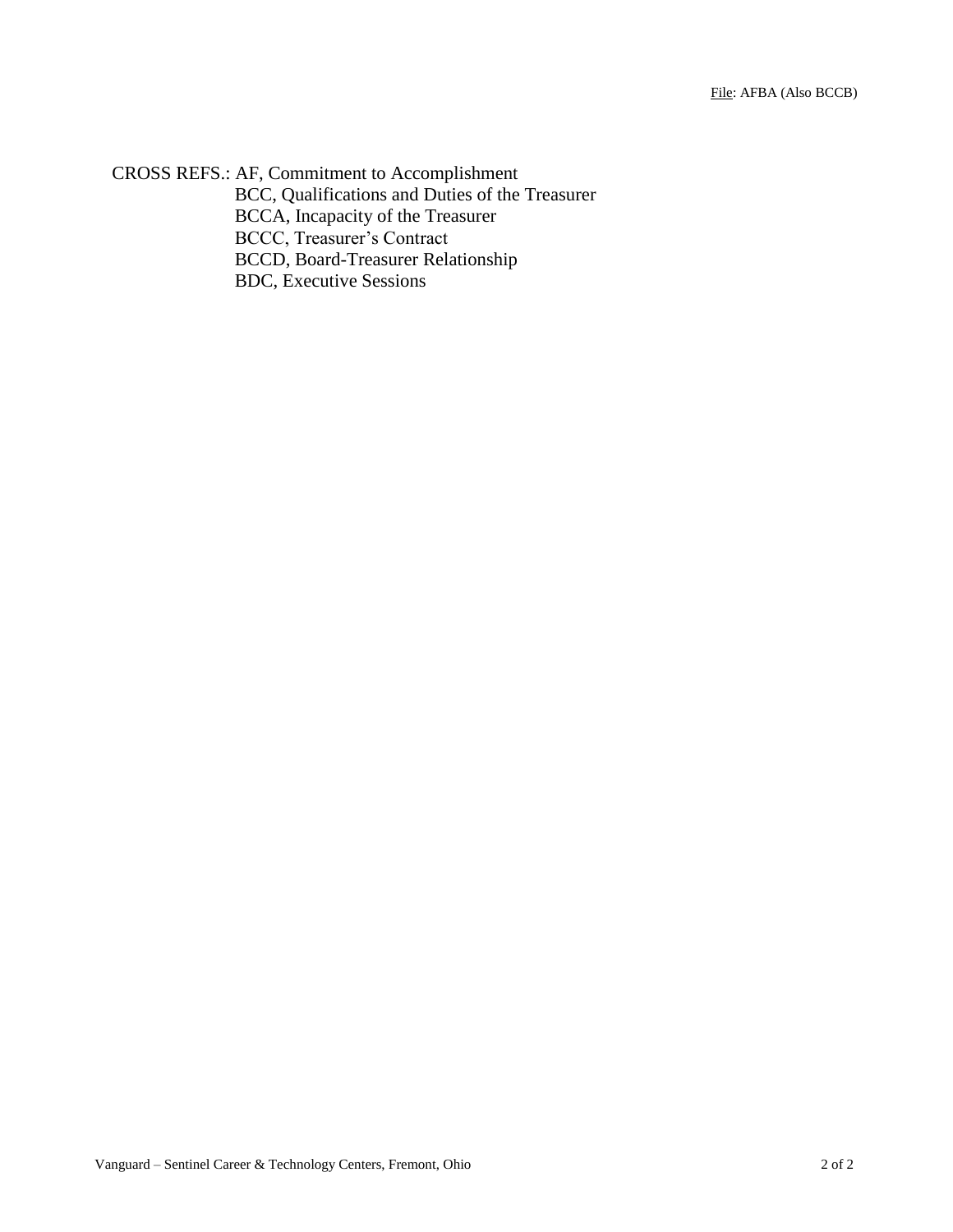CROSS REFS.: AF, Commitment to Accomplishment
BCC, Qualifications and Duties of the Treasurer
BCCA, Incapacity of the Treasurer
BCCC, Treasurer's Contract
BCCD, Board-Treasurer Relationship
BDC, Executive Sessions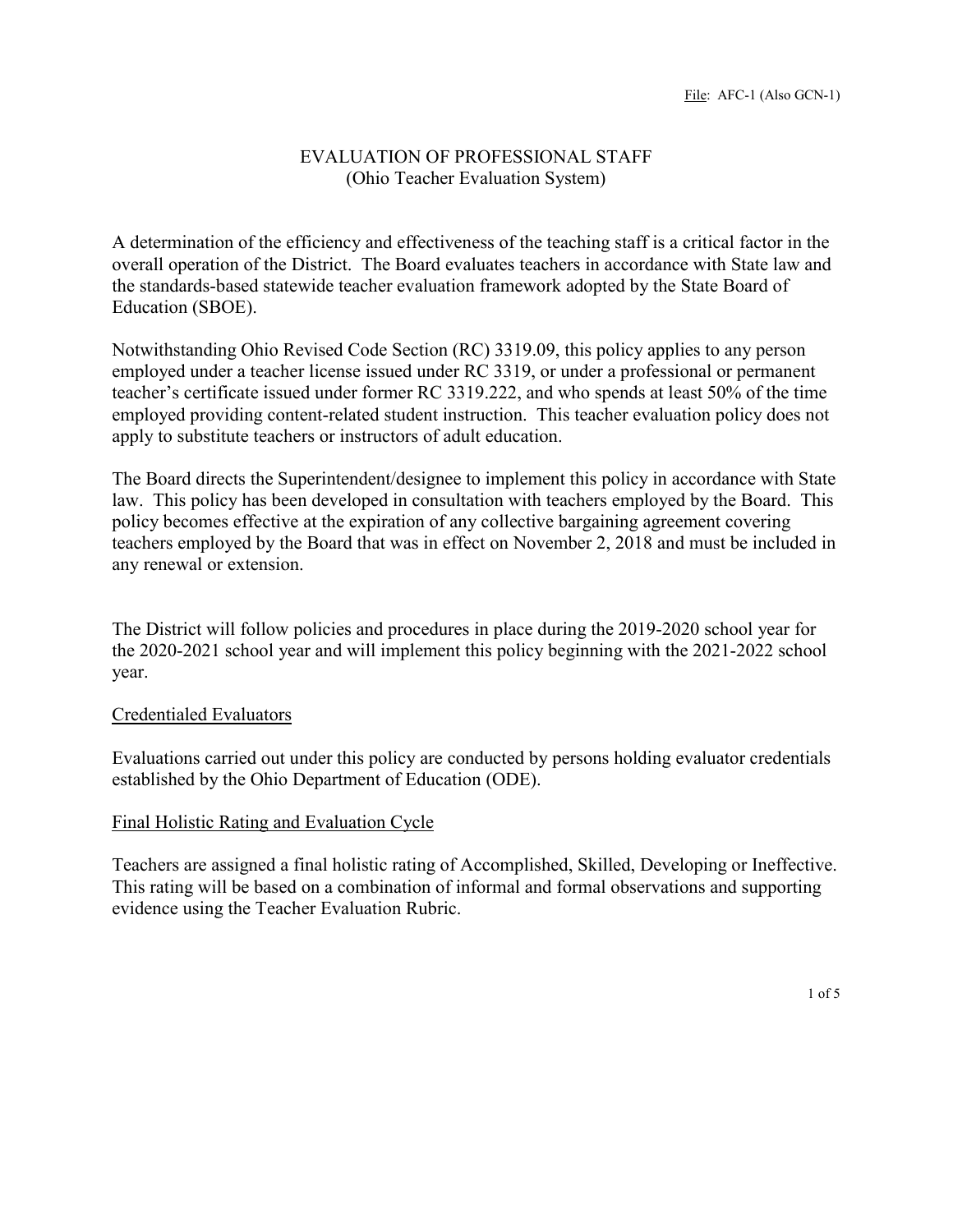File: AFC-1 (Also GCN-1)

# EVALUATION OF PROFESSIONAL STAFF
(Ohio Teacher Evaluation System)

A determination of the efficiency and effectiveness of the teaching staff is a critical factor in the overall operation of the District. The Board evaluates teachers in accordance with State law and the standards-based statewide teacher evaluation framework adopted by the State Board of Education (SBOE).

Notwithstanding Ohio Revised Code Section (RC) 3319.09, this policy applies to any person employed under a teacher license issued under RC 3319, or under a professional or permanent teacher's certificate issued under former RC 3319.222, and who spends at least 50% of the time employed providing content-related student instruction. This teacher evaluation policy does not apply to substitute teachers or instructors of adult education.

The Board directs the Superintendent/designee to implement this policy in accordance with State law. This policy has been developed in consultation with teachers employed by the Board. This policy becomes effective at the expiration of any collective bargaining agreement covering teachers employed by the Board that was in effect on November 2, 2018 and must be included in any renewal or extension.

The District will follow policies and procedures in place during the 2019-2020 school year for the 2020-2021 school year and will implement this policy beginning with the 2021-2022 school year.

## Credentialed Evaluators

Evaluations carried out under this policy are conducted by persons holding evaluator credentials established by the Ohio Department of Education (ODE).

## Final Holistic Rating and Evaluation Cycle

Teachers are assigned a final holistic rating of Accomplished, Skilled, Developing or Ineffective. This rating will be based on a combination of informal and formal observations and supporting evidence using the Teacher Evaluation Rubric.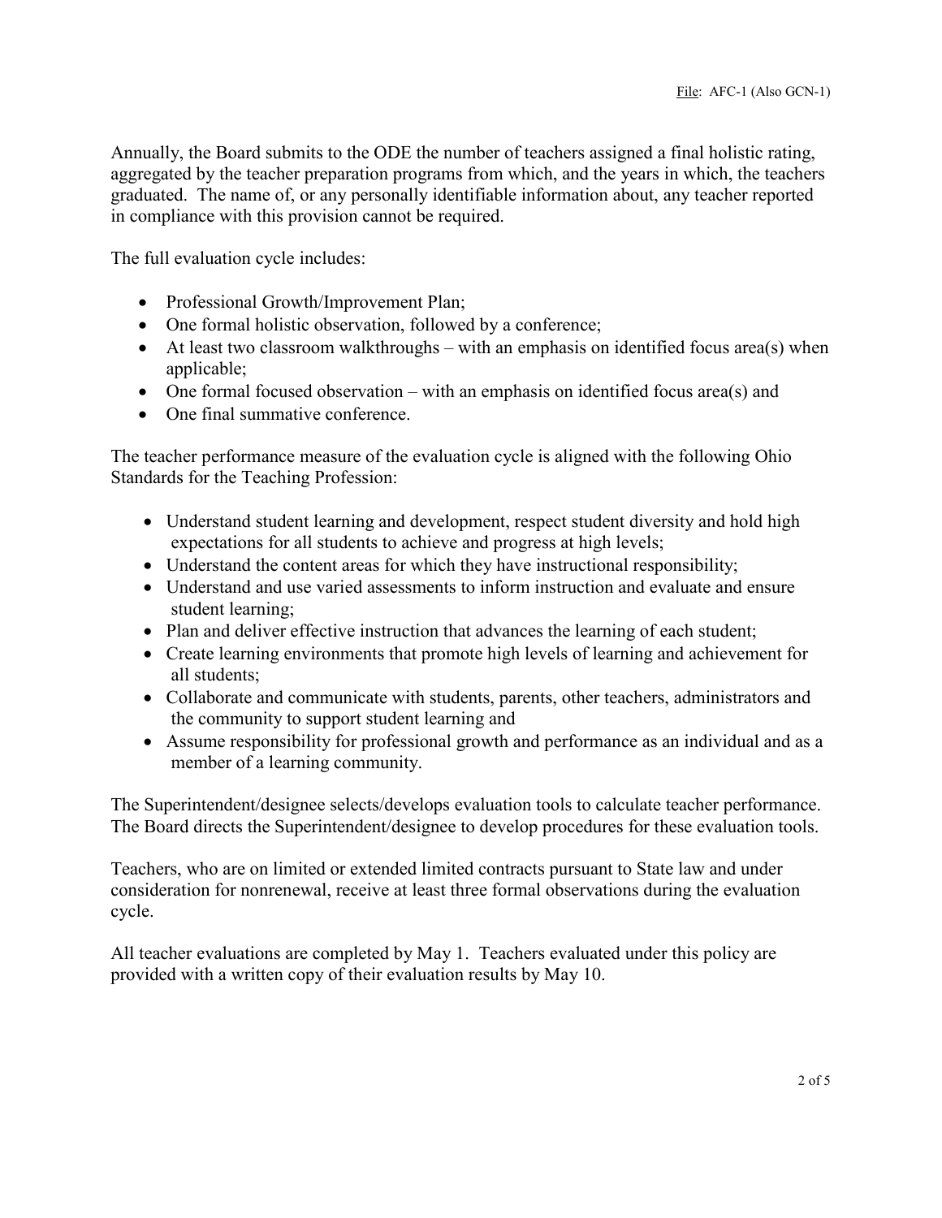Annually, the Board submits to the ODE the number of teachers assigned a final holistic rating, aggregated by the teacher preparation programs from which, and the years in which, the teachers graduated. The name of, or any personally identifiable information about, any teacher reported in compliance with this provision cannot be required.

The full evaluation cycle includes:

- Professional Growth/Improvement Plan;
- One formal holistic observation, followed by a conference;
- At least two classroom walkthroughs – with an emphasis on identified focus area(s) when applicable;
- One formal focused observation – with an emphasis on identified focus area(s) and
- One final summative conference.

The teacher performance measure of the evaluation cycle is aligned with the following Ohio Standards for the Teaching Profession:

- Understand student learning and development, respect student diversity and hold high expectations for all students to achieve and progress at high levels;
- Understand the content areas for which they have instructional responsibility;
- Understand and use varied assessments to inform instruction and evaluate and ensure student learning;
- Plan and deliver effective instruction that advances the learning of each student;
- Create learning environments that promote high levels of learning and achievement for all students;
- Collaborate and communicate with students, parents, other teachers, administrators and the community to support student learning and
- Assume responsibility for professional growth and performance as an individual and as a member of a learning community.

The Superintendent/designee selects/develops evaluation tools to calculate teacher performance. The Board directs the Superintendent/designee to develop procedures for these evaluation tools.

Teachers, who are on limited or extended limited contracts pursuant to State law and under consideration for nonrenewal, receive at least three formal observations during the evaluation cycle.

All teacher evaluations are completed by May 1. Teachers evaluated under this policy are provided with a written copy of their evaluation results by May 10.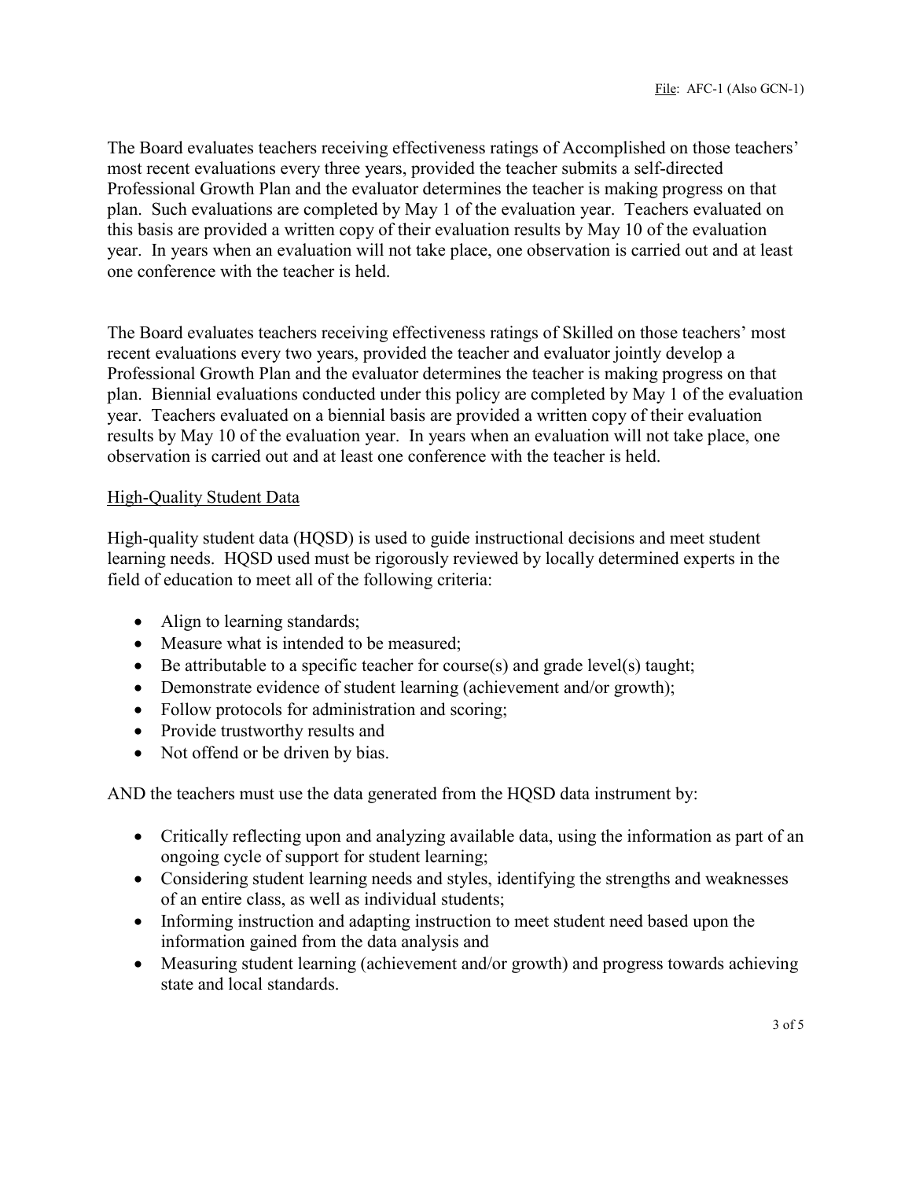The Board evaluates teachers receiving effectiveness ratings of Accomplished on those teachers' most recent evaluations every three years, provided the teacher submits a self-directed Professional Growth Plan and the evaluator determines the teacher is making progress on that plan. Such evaluations are completed by May 1 of the evaluation year. Teachers evaluated on this basis are provided a written copy of their evaluation results by May 10 of the evaluation year. In years when an evaluation will not take place, one observation is carried out and at least one conference with the teacher is held.

The Board evaluates teachers receiving effectiveness ratings of Skilled on those teachers' most recent evaluations every two years, provided the teacher and evaluator jointly develop a Professional Growth Plan and the evaluator determines the teacher is making progress on that plan. Biennial evaluations conducted under this policy are completed by May 1 of the evaluation year. Teachers evaluated on a biennial basis are provided a written copy of their evaluation results by May 10 of the evaluation year. In years when an evaluation will not take place, one observation is carried out and at least one conference with the teacher is held.

## High-Quality Student Data

High-quality student data (HQSD) is used to guide instructional decisions and meet student learning needs. HQSD used must be rigorously reviewed by locally determined experts in the field of education to meet all of the following criteria:

- Align to learning standards;
- Measure what is intended to be measured;
- Be attributable to a specific teacher for course(s) and grade level(s) taught;
- Demonstrate evidence of student learning (achievement and/or growth);
- Follow protocols for administration and scoring;
- Provide trustworthy results and
- Not offend or be driven by bias.

AND the teachers must use the data generated from the HQSD data instrument by:

- Critically reflecting upon and analyzing available data, using the information as part of an ongoing cycle of support for student learning;
- Considering student learning needs and styles, identifying the strengths and weaknesses of an entire class, as well as individual students;
- Informing instruction and adapting instruction to meet student need based upon the information gained from the data analysis and
- Measuring student learning (achievement and/or growth) and progress towards achieving state and local standards.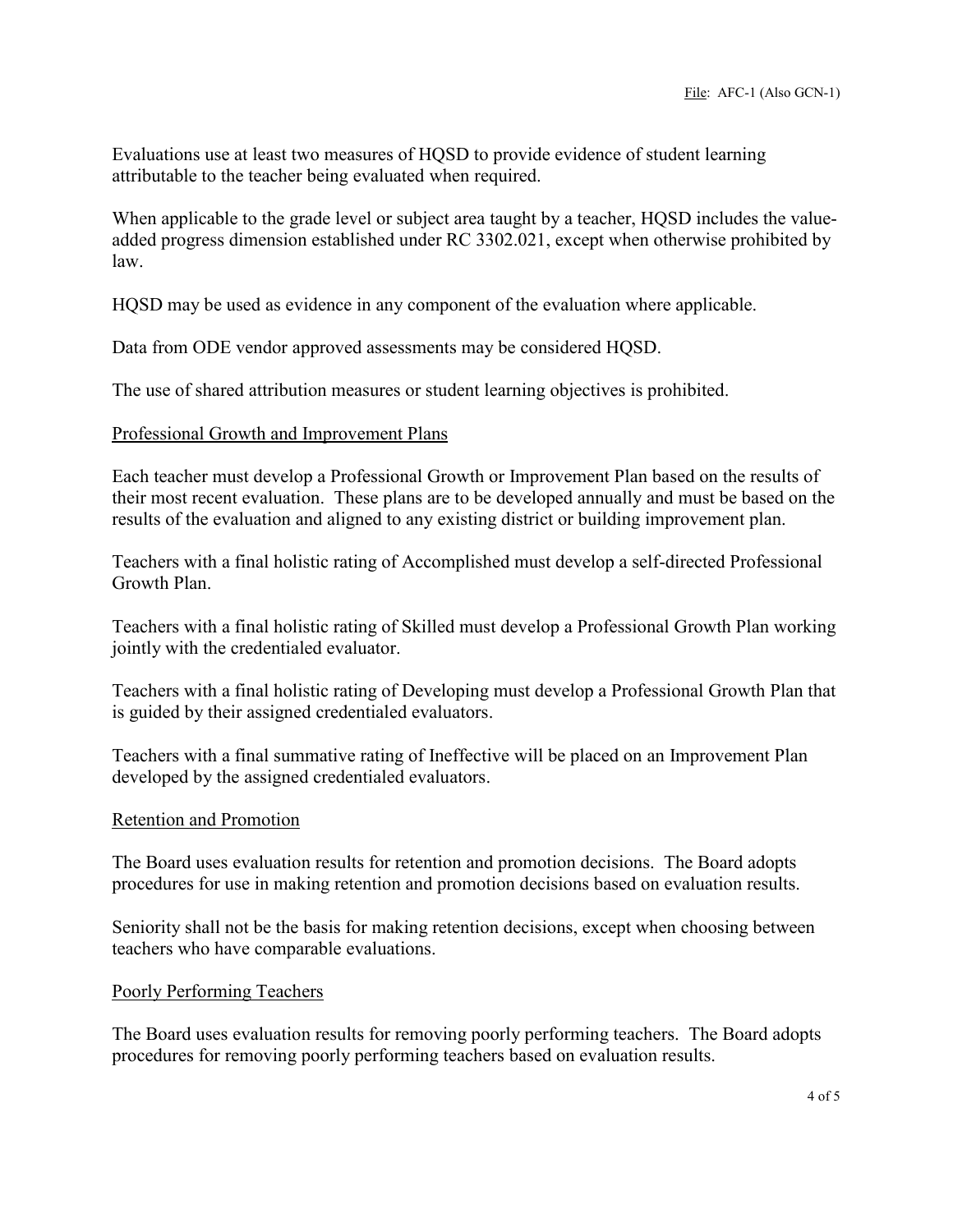Evaluations use at least two measures of HQSD to provide evidence of student learning attributable to the teacher being evaluated when required.

When applicable to the grade level or subject area taught by a teacher, HQSD includes the value-added progress dimension established under RC 3302.021, except when otherwise prohibited by law.

HQSD may be used as evidence in any component of the evaluation where applicable.

Data from ODE vendor approved assessments may be considered HQSD.

The use of shared attribution measures or student learning objectives is prohibited.

## Professional Growth and Improvement Plans

Each teacher must develop a Professional Growth or Improvement Plan based on the results of their most recent evaluation. These plans are to be developed annually and must be based on the results of the evaluation and aligned to any existing district or building improvement plan.

Teachers with a final holistic rating of Accomplished must develop a self-directed Professional Growth Plan.

Teachers with a final holistic rating of Skilled must develop a Professional Growth Plan working jointly with the credentialed evaluator.

Teachers with a final holistic rating of Developing must develop a Professional Growth Plan that is guided by their assigned credentialed evaluators.

Teachers with a final summative rating of Ineffective will be placed on an Improvement Plan developed by the assigned credentialed evaluators.

## Retention and Promotion

The Board uses evaluation results for retention and promotion decisions. The Board adopts procedures for use in making retention and promotion decisions based on evaluation results.

Seniority shall not be the basis for making retention decisions, except when choosing between teachers who have comparable evaluations.

## Poorly Performing Teachers

The Board uses evaluation results for removing poorly performing teachers. The Board adopts procedures for removing poorly performing teachers based on evaluation results.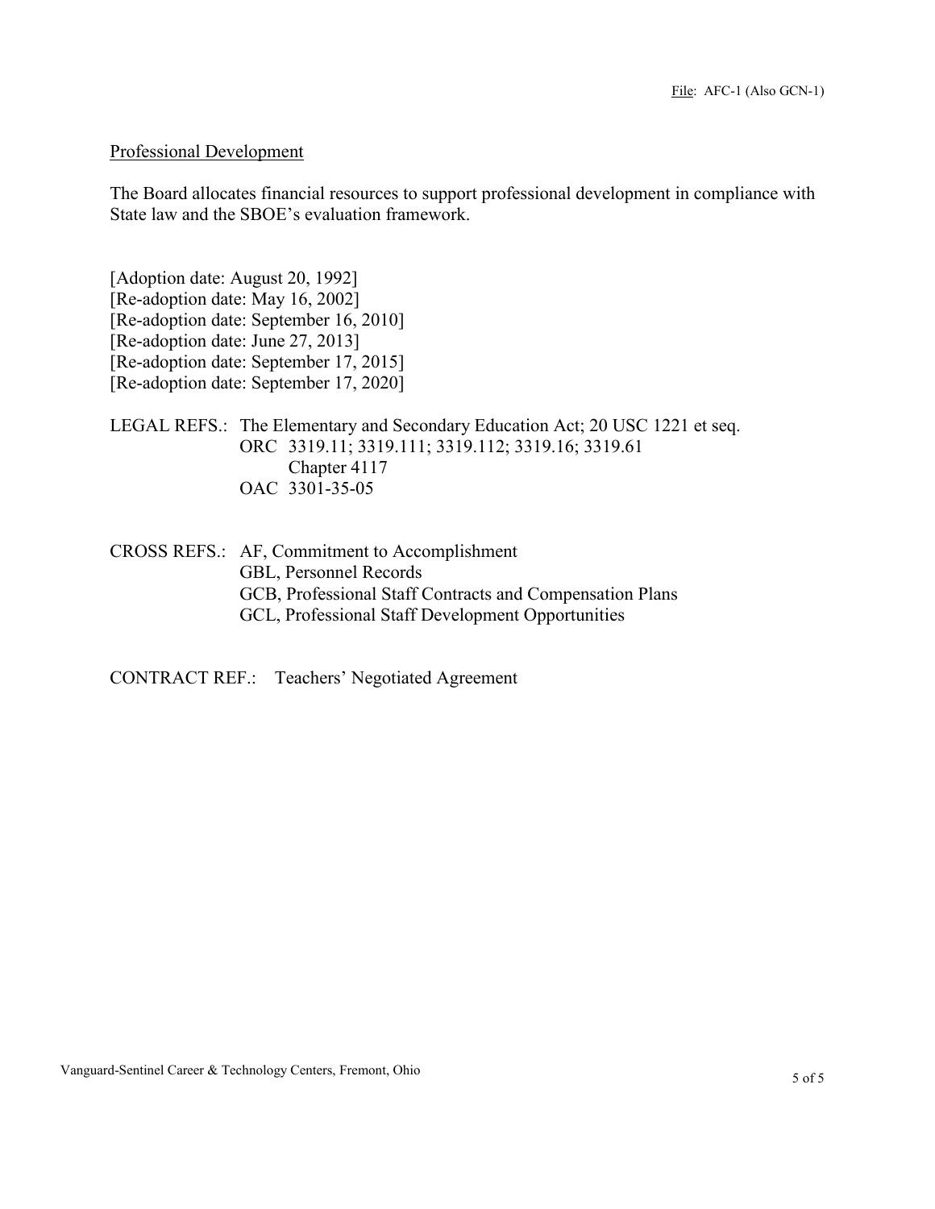Professional Development

The Board allocates financial resources to support professional development in compliance with State law and the SBOE's evaluation framework.

[Adoption date: August 20, 1992]
[Re-adoption date: May 16, 2002]
[Re-adoption date: September 16, 2010]
[Re-adoption date: June 27, 2013]
[Re-adoption date: September 17, 2015]
[Re-adoption date: September 17, 2020]

LEGAL REFS.: The Elementary and Secondary Education Act; 20 USC 1221 et seq.
ORC 3319.11; 3319.111; 3319.112; 3319.16; 3319.61
Chapter 4117
OAC 3301-35-05

CROSS REFS.: AF, Commitment to Accomplishment
GBL, Personnel Records
GCB, Professional Staff Contracts and Compensation Plans
GCL, Professional Staff Development Opportunities

CONTRACT REF.: Teachers' Negotiated Agreement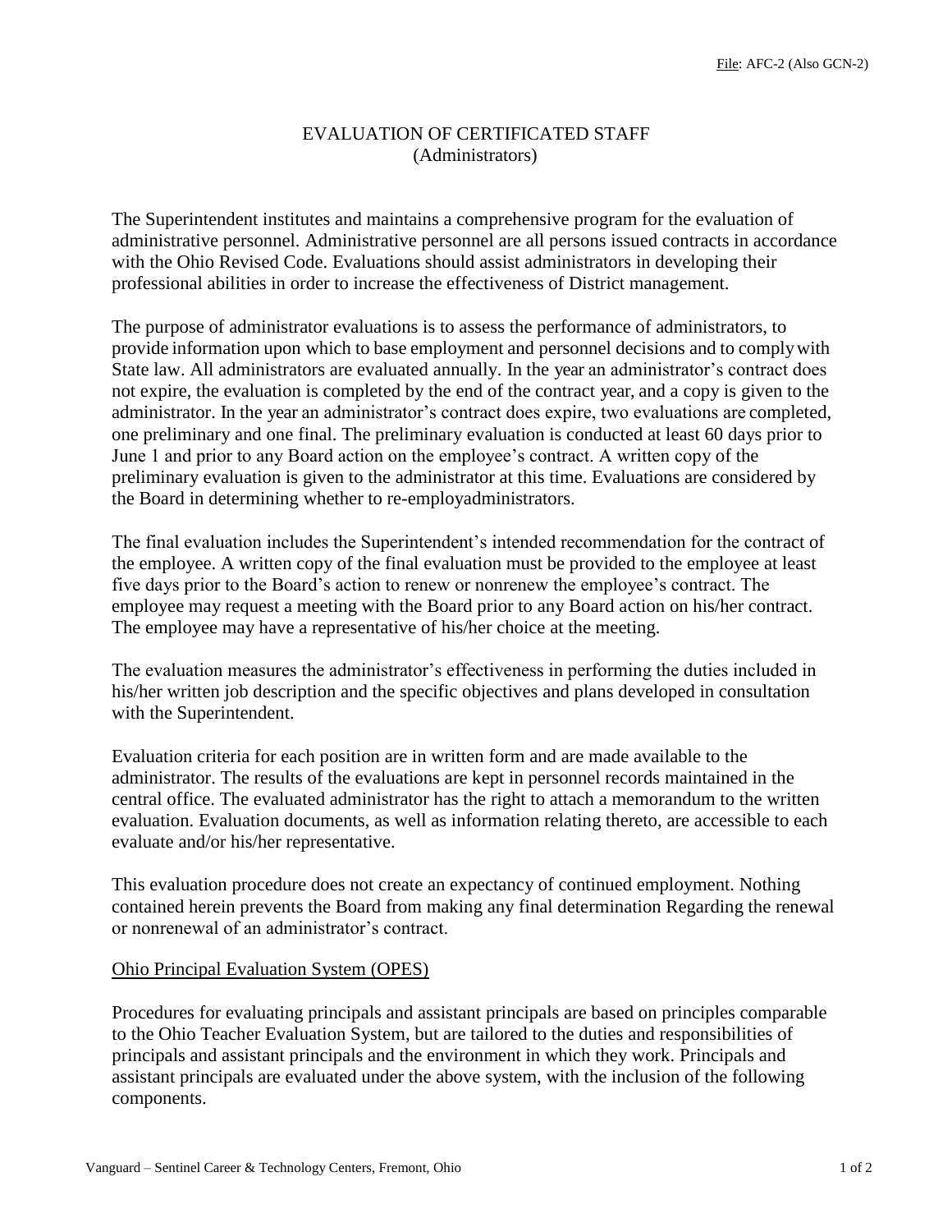File: AFC-2 (Also GCN-2)

# EVALUATION OF CERTIFICATED STAFF
## (Administrators)

The Superintendent institutes and maintains a comprehensive program for the evaluation of administrative personnel. Administrative personnel are all persons issued contracts in accordance with the Ohio Revised Code. Evaluations should assist administrators in developing their professional abilities in order to increase the effectiveness of District management.

The purpose of administrator evaluations is to assess the performance of administrators, to provide information upon which to base employment and personnel decisions and to comply with State law. All administrators are evaluated annually. In the year an administrator's contract does not expire, the evaluation is completed by the end of the contract year, and a copy is given to the administrator. In the year an administrator's contract does expire, two evaluations are completed, one preliminary and one final. The preliminary evaluation is conducted at least 60 days prior to June 1 and prior to any Board action on the employee's contract. A written copy of the preliminary evaluation is given to the administrator at this time. Evaluations are considered by the Board in determining whether to re-employadministrators.

The final evaluation includes the Superintendent's intended recommendation for the contract of the employee. A written copy of the final evaluation must be provided to the employee at least five days prior to the Board's action to renew or nonrenew the employee's contract. The employee may request a meeting with the Board prior to any Board action on his/her contract. The employee may have a representative of his/her choice at the meeting.

The evaluation measures the administrator's effectiveness in performing the duties included in his/her written job description and the specific objectives and plans developed in consultation with the Superintendent.

Evaluation criteria for each position are in written form and are made available to the administrator. The results of the evaluations are kept in personnel records maintained in the central office. The evaluated administrator has the right to attach a memorandum to the written evaluation. Evaluation documents, as well as information relating thereto, are accessible to each evaluate and/or his/her representative.

This evaluation procedure does not create an expectancy of continued employment. Nothing contained herein prevents the Board from making any final determination Regarding the renewal or nonrenewal of an administrator's contract.

Ohio Principal Evaluation System (OPES)

Procedures for evaluating principals and assistant principals are based on principles comparable to the Ohio Teacher Evaluation System, but are tailored to the duties and responsibilities of principals and assistant principals and the environment in which they work. Principals and assistant principals are evaluated under the above system, with the inclusion of the following components.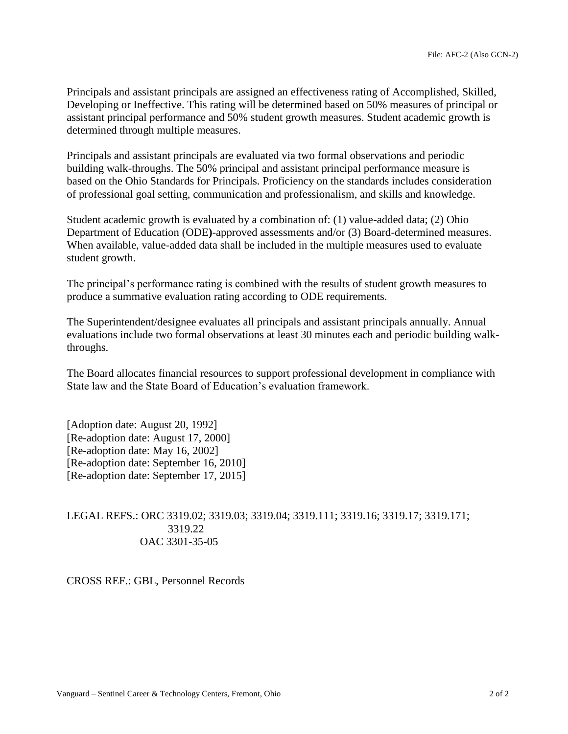Principals and assistant principals are assigned an effectiveness rating of Accomplished, Skilled, Developing or Ineffective. This rating will be determined based on 50% measures of principal or assistant principal performance and 50% student growth measures. Student academic growth is determined through multiple measures.

Principals and assistant principals are evaluated via two formal observations and periodic building walk-throughs. The 50% principal and assistant principal performance measure is based on the Ohio Standards for Principals. Proficiency on the standards includes consideration of professional goal setting, communication and professionalism, and skills and knowledge.

Student academic growth is evaluated by a combination of: (1) value-added data; (2) Ohio Department of Education (ODE)-approved assessments and/or (3) Board-determined measures. When available, value-added data shall be included in the multiple measures used to evaluate student growth.

The principal's performance rating is combined with the results of student growth measures to produce a summative evaluation rating according to ODE requirements.

The Superintendent/designee evaluates all principals and assistant principals annually. Annual evaluations include two formal observations at least 30 minutes each and periodic building walk-throughs.

The Board allocates financial resources to support professional development in compliance with State law and the State Board of Education's evaluation framework.

[Adoption date: August 20, 1992]
[Re-adoption date: August 17, 2000]
[Re-adoption date: May 16, 2002]
[Re-adoption date: September 16, 2010]
[Re-adoption date: September 17, 2015]

LEGAL REFS.: ORC 3319.02; 3319.03; 3319.04; 3319.111; 3319.16; 3319.17; 3319.171; 3319.22
OAC 3301-35-05

CROSS REF.: GBL, Personnel Records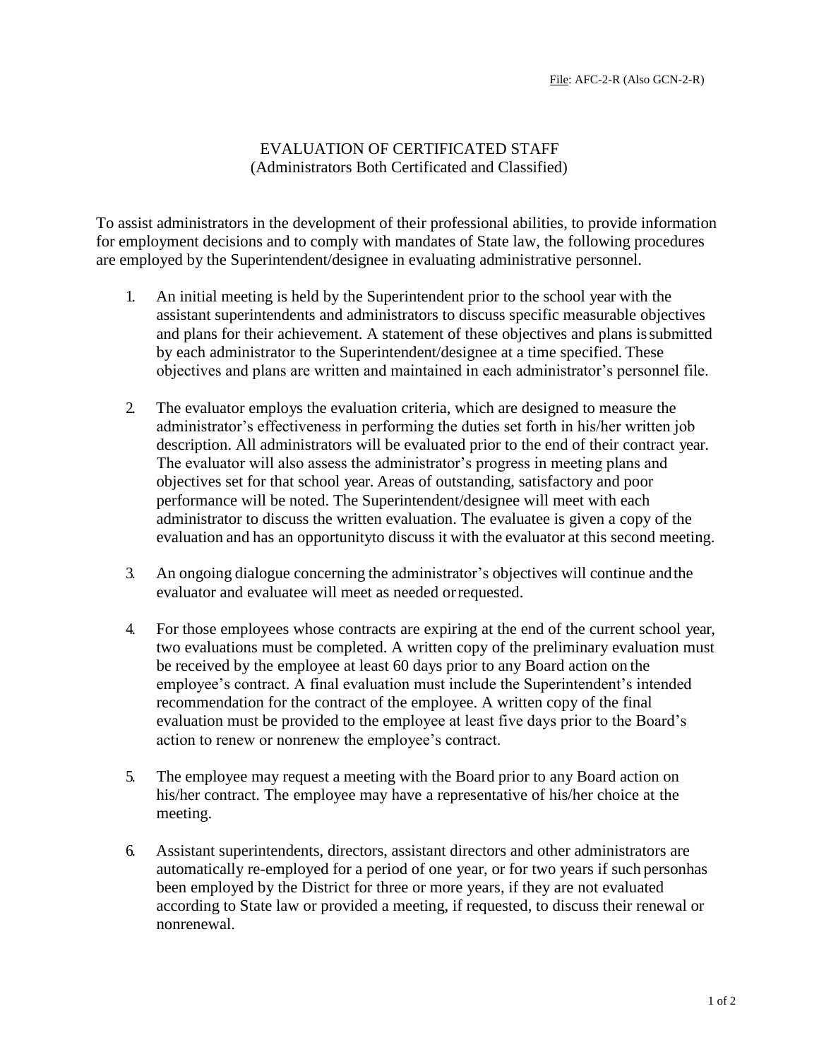File: AFC-2-R (Also GCN-2-R)

# EVALUATION OF CERTIFICATED STAFF
## (Administrators Both Certificated and Classified)

To assist administrators in the development of their professional abilities, to provide information for employment decisions and to comply with mandates of State law, the following procedures are employed by the Superintendent/designee in evaluating administrative personnel.

1. An initial meeting is held by the Superintendent prior to the school year with the assistant superintendents and administrators to discuss specific measurable objectives and plans for their achievement. A statement of these objectives and plans is submitted by each administrator to the Superintendent/designee at a time specified. These objectives and plans are written and maintained in each administrator's personnel file.

2. The evaluator employs the evaluation criteria, which are designed to measure the administrator's effectiveness in performing the duties set forth in his/her written job description. All administrators will be evaluated prior to the end of their contract year. The evaluator will also assess the administrator's progress in meeting plans and objectives set for that school year. Areas of outstanding, satisfactory and poor performance will be noted. The Superintendent/designee will meet with each administrator to discuss the written evaluation. The evaluatee is given a copy of the evaluation and has an opportunityto discuss it with the evaluator at this second meeting.

3. An ongoing dialogue concerning the administrator's objectives will continue andthe evaluator and evaluatee will meet as needed orrequested.

4. For those employees whose contracts are expiring at the end of the current school year, two evaluations must be completed. A written copy of the preliminary evaluation must be received by the employee at least 60 days prior to any Board action on the employee's contract. A final evaluation must include the Superintendent's intended recommendation for the contract of the employee. A written copy of the final evaluation must be provided to the employee at least five days prior to the Board's action to renew or nonrenew the employee's contract.

5. The employee may request a meeting with the Board prior to any Board action on his/her contract. The employee may have a representative of his/her choice at the meeting.

6. Assistant superintendents, directors, assistant directors and other administrators are automatically re-employed for a period of one year, or for two years if such personhas been employed by the District for three or more years, if they are not evaluated according to State law or provided a meeting, if requested, to discuss their renewal or nonrenewal.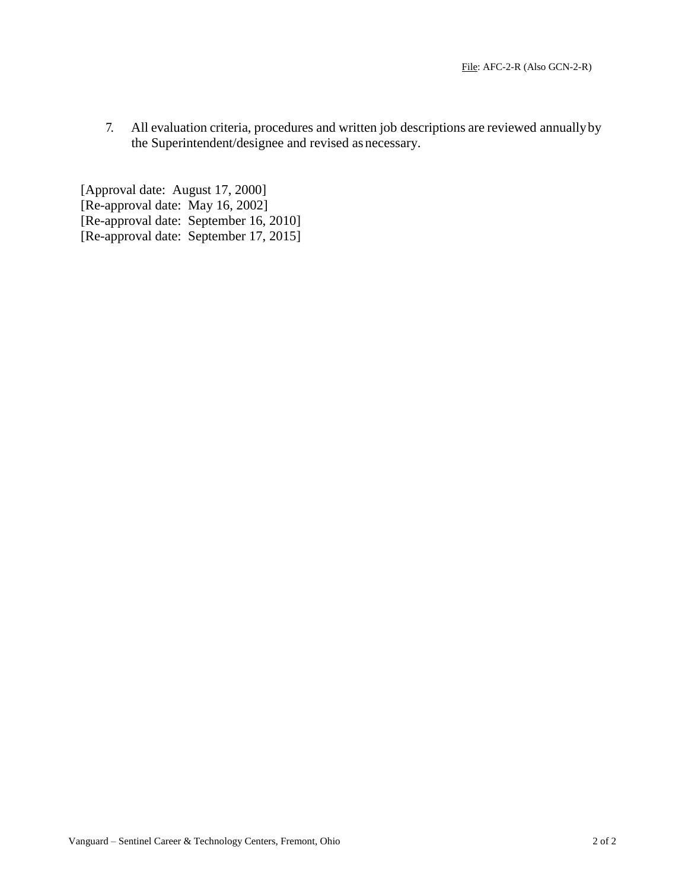7. All evaluation criteria, procedures and written job descriptions are reviewed annually by the Superintendent/designee and revised as necessary.

[Approval date: August 17, 2000]
[Re-approval date: May 16, 2002]
[Re-approval date: September 16, 2010]
[Re-approval date: September 17, 2015]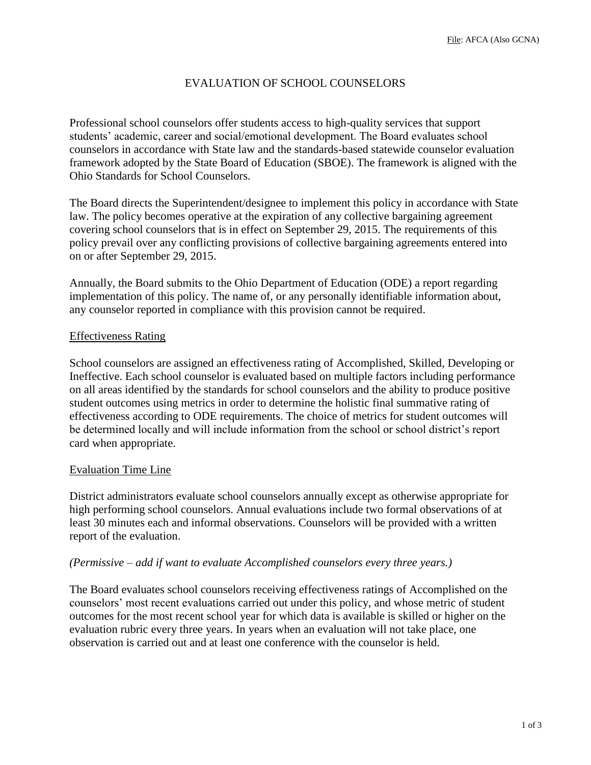File: AFCA (Also GCNA)

# EVALUATION OF SCHOOL COUNSELORS

Professional school counselors offer students access to high-quality services that support students' academic, career and social/emotional development. The Board evaluates school counselors in accordance with State law and the standards-based statewide counselor evaluation framework adopted by the State Board of Education (SBOE). The framework is aligned with the Ohio Standards for School Counselors.

The Board directs the Superintendent/designee to implement this policy in accordance with State law. The policy becomes operative at the expiration of any collective bargaining agreement covering school counselors that is in effect on September 29, 2015. The requirements of this policy prevail over any conflicting provisions of collective bargaining agreements entered into on or after September 29, 2015.

Annually, the Board submits to the Ohio Department of Education (ODE) a report regarding implementation of this policy. The name of, or any personally identifiable information about, any counselor reported in compliance with this provision cannot be required.

## Effectiveness Rating

School counselors are assigned an effectiveness rating of Accomplished, Skilled, Developing or Ineffective. Each school counselor is evaluated based on multiple factors including performance on all areas identified by the standards for school counselors and the ability to produce positive student outcomes using metrics in order to determine the holistic final summative rating of effectiveness according to ODE requirements. The choice of metrics for student outcomes will be determined locally and will include information from the school or school district's report card when appropriate.

## Evaluation Time Line

District administrators evaluate school counselors annually except as otherwise appropriate for high performing school counselors. Annual evaluations include two formal observations of at least 30 minutes each and informal observations. Counselors will be provided with a written report of the evaluation.

*(Permissive – add if want to evaluate Accomplished counselors every three years.)*

The Board evaluates school counselors receiving effectiveness ratings of Accomplished on the counselors' most recent evaluations carried out under this policy, and whose metric of student outcomes for the most recent school year for which data is available is skilled or higher on the evaluation rubric every three years. In years when an evaluation will not take place, one observation is carried out and at least one conference with the counselor is held.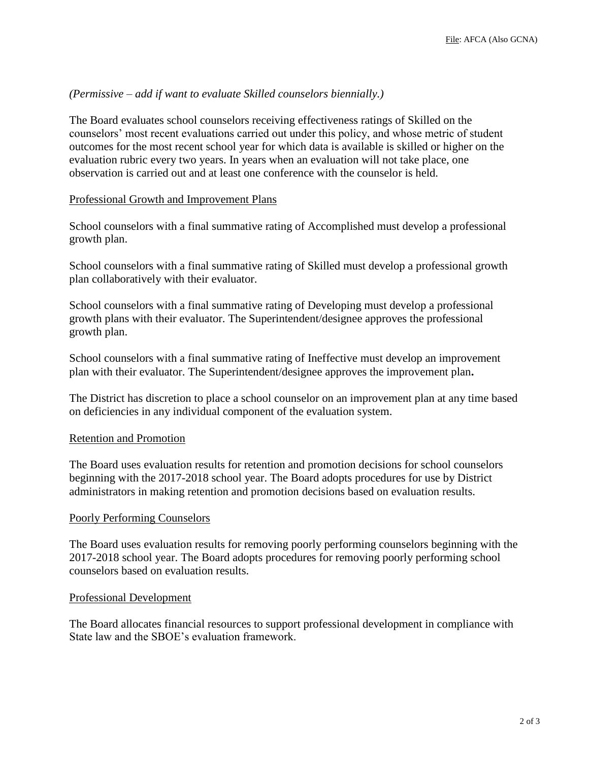*(Permissive – add if want to evaluate Skilled counselors biennially.)*

The Board evaluates school counselors receiving effectiveness ratings of Skilled on the counselors' most recent evaluations carried out under this policy, and whose metric of student outcomes for the most recent school year for which data is available is skilled or higher on the evaluation rubric every two years. In years when an evaluation will not take place, one observation is carried out and at least one conference with the counselor is held.

## Professional Growth and Improvement Plans

School counselors with a final summative rating of Accomplished must develop a professional growth plan.

School counselors with a final summative rating of Skilled must develop a professional growth plan collaboratively with their evaluator.

School counselors with a final summative rating of Developing must develop a professional growth plans with their evaluator. The Superintendent/designee approves the professional growth plan.

School counselors with a final summative rating of Ineffective must develop an improvement plan with their evaluator. The Superintendent/designee approves the improvement plan**.**

The District has discretion to place a school counselor on an improvement plan at any time based on deficiencies in any individual component of the evaluation system.

## Retention and Promotion

The Board uses evaluation results for retention and promotion decisions for school counselors beginning with the 2017-2018 school year. The Board adopts procedures for use by District administrators in making retention and promotion decisions based on evaluation results.

## Poorly Performing Counselors

The Board uses evaluation results for removing poorly performing counselors beginning with the 2017-2018 school year. The Board adopts procedures for removing poorly performing school counselors based on evaluation results.

## Professional Development

The Board allocates financial resources to support professional development in compliance with State law and the SBOE's evaluation framework.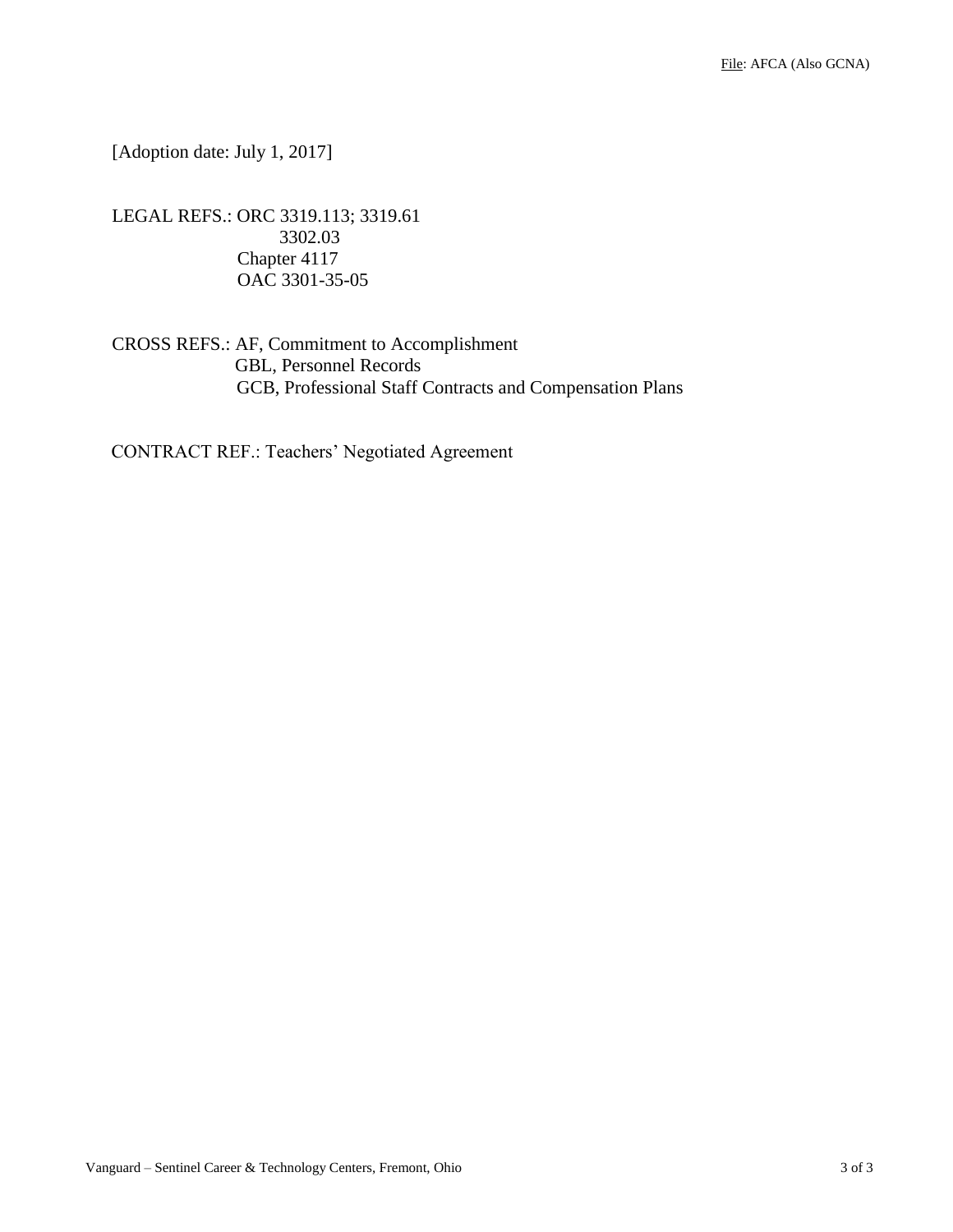[Adoption date: July 1, 2017]

LEGAL REFS.: ORC 3319.113; 3319.61
3302.03
Chapter 4117
OAC 3301-35-05

CROSS REFS.: AF, Commitment to Accomplishment
GBL, Personnel Records
GCB, Professional Staff Contracts and Compensation Plans

CONTRACT REF.: Teachers' Negotiated Agreement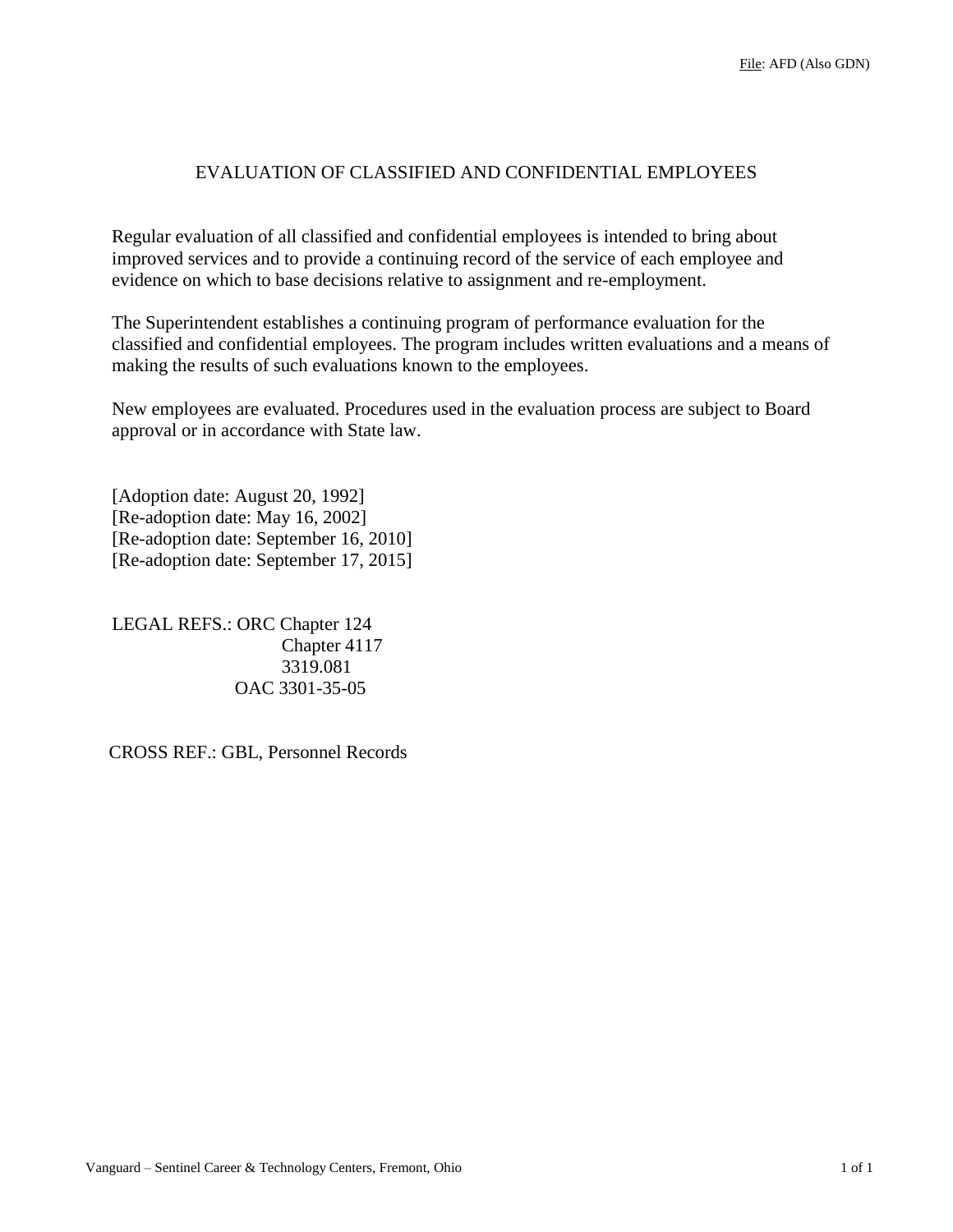File: AFD (Also GDN)

# EVALUATION OF CLASSIFIED AND CONFIDENTIAL EMPLOYEES

Regular evaluation of all classified and confidential employees is intended to bring about improved services and to provide a continuing record of the service of each employee and evidence on which to base decisions relative to assignment and re-employment.

The Superintendent establishes a continuing program of performance evaluation for the classified and confidential employees. The program includes written evaluations and a means of making the results of such evaluations known to the employees.

New employees are evaluated. Procedures used in the evaluation process are subject to Board approval or in accordance with State law.

[Adoption date: August 20, 1992]
[Re-adoption date: May 16, 2002]
[Re-adoption date: September 16, 2010]
[Re-adoption date: September 17, 2015]

LEGAL REFS.: ORC Chapter 124
Chapter 4117
3319.081
OAC 3301-35-05

CROSS REF.: GBL, Personnel Records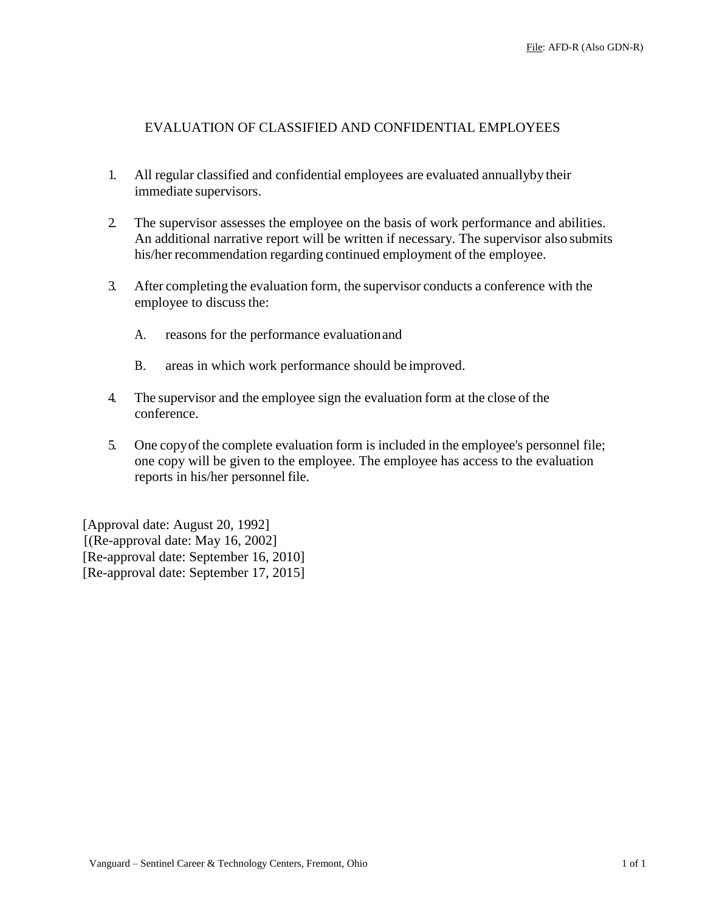File: AFD-R (Also GDN-R)

# EVALUATION OF CLASSIFIED AND CONFIDENTIAL EMPLOYEES

1. All regular classified and confidential employees are evaluated annually by their immediate supervisors.

2. The supervisor assesses the employee on the basis of work performance and abilities. An additional narrative report will be written if necessary. The supervisor also submits his/her recommendation regarding continued employment of the employee.

3. After completing the evaluation form, the supervisor conducts a conference with the employee to discuss the:

   A. reasons for the performance evaluation and

   B. areas in which work performance should be improved.

4. The supervisor and the employee sign the evaluation form at the close of the conference.

5. One copy of the complete evaluation form is included in the employee's personnel file; one copy will be given to the employee. The employee has access to the evaluation reports in his/her personnel file.

[Approval date: August 20, 1992]
[(Re-approval date: May 16, 2002]
[Re-approval date: September 16, 2010]
[Re-approval date: September 17, 2015]

Vanguard – Sentinel Career & Technology Centers, Fremont, Ohio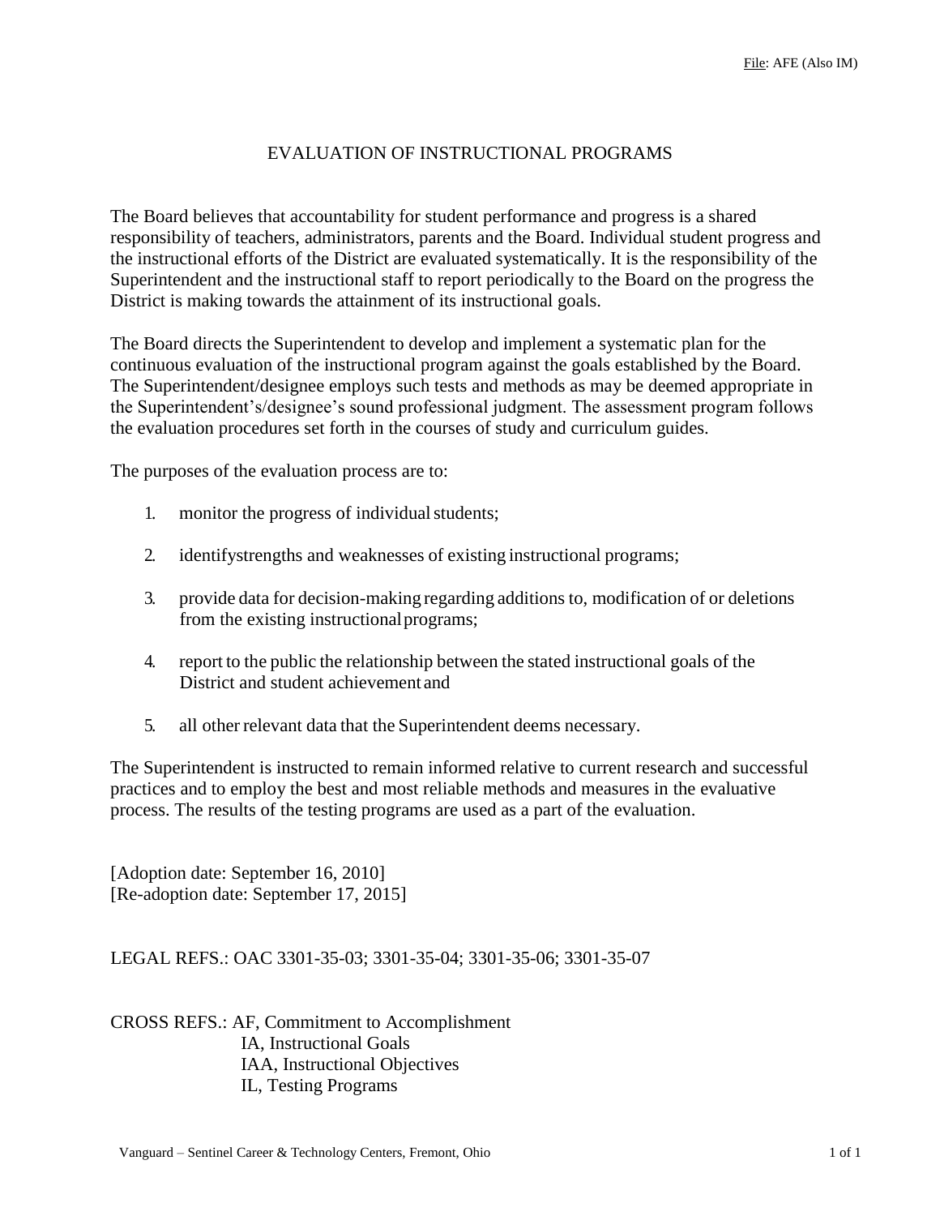File: AFE (Also IM)

# EVALUATION OF INSTRUCTIONAL PROGRAMS

The Board believes that accountability for student performance and progress is a shared responsibility of teachers, administrators, parents and the Board. Individual student progress and the instructional efforts of the District are evaluated systematically. It is the responsibility of the Superintendent and the instructional staff to report periodically to the Board on the progress the District is making towards the attainment of its instructional goals.

The Board directs the Superintendent to develop and implement a systematic plan for the continuous evaluation of the instructional program against the goals established by the Board. The Superintendent/designee employs such tests and methods as may be deemed appropriate in the Superintendent's/designee's sound professional judgment. The assessment program follows the evaluation procedures set forth in the courses of study and curriculum guides.

The purposes of the evaluation process are to:

1. monitor the progress of individual students;
2. identifystrengths and weaknesses of existing instructional programs;
3. provide data for decision-making regarding additions to, modification of or deletions from the existing instructional programs;
4. report to the public the relationship between the stated instructional goals of the District and student achievement and
5. all other relevant data that the Superintendent deems necessary.

The Superintendent is instructed to remain informed relative to current research and successful practices and to employ the best and most reliable methods and measures in the evaluative process. The results of the testing programs are used as a part of the evaluation.

[Adoption date: September 16, 2010]
[Re-adoption date: September 17, 2015]

LEGAL REFS.: OAC 3301-35-03; 3301-35-04; 3301-35-06; 3301-35-07

CROSS REFS.: AF, Commitment to Accomplishment
IA, Instructional Goals
IAA, Instructional Objectives
IL, Testing Programs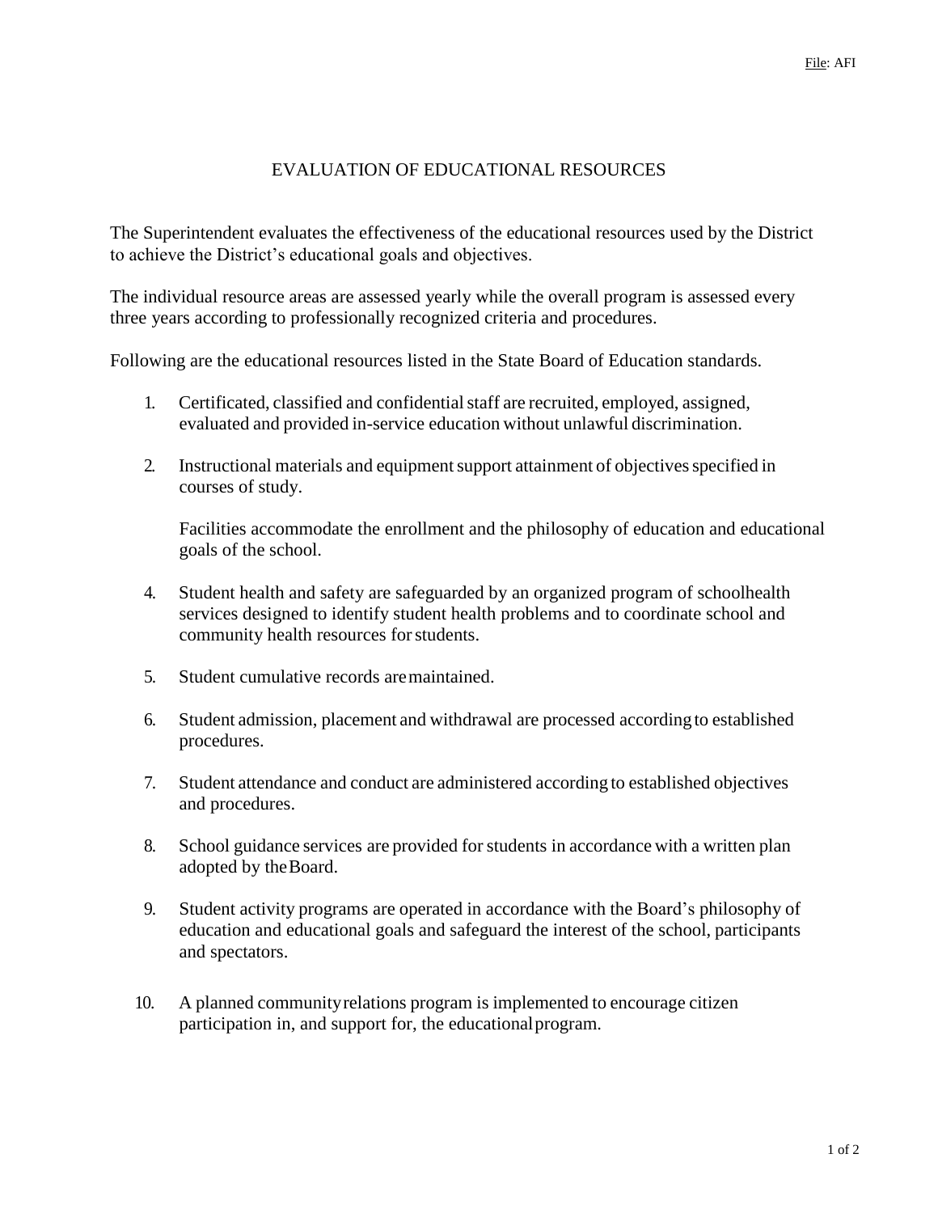File: AFI

# EVALUATION OF EDUCATIONAL RESOURCES

The Superintendent evaluates the effectiveness of the educational resources used by the District to achieve the District's educational goals and objectives.

The individual resource areas are assessed yearly while the overall program is assessed every three years according to professionally recognized criteria and procedures.

Following are the educational resources listed in the State Board of Education standards.

1. Certificated, classified and confidential staff are recruited, employed, assigned, evaluated and provided in-service education without unlawful discrimination.

2. Instructional materials and equipment support attainment of objectives specified in courses of study.

   Facilities accommodate the enrollment and the philosophy of education and educational goals of the school.

4. Student health and safety are safeguarded by an organized program of schoolhealth services designed to identify student health problems and to coordinate school and community health resources for students.

5. Student cumulative records are maintained.

6. Student admission, placement and withdrawal are processed according to established procedures.

7. Student attendance and conduct are administered according to established objectives and procedures.

8. School guidance services are provided for students in accordance with a written plan adopted by the Board.

9. Student activity programs are operated in accordance with the Board's philosophy of education and educational goals and safeguard the interest of the school, participants and spectators.

10. A planned community relations program is implemented to encourage citizen participation in, and support for, the educational program.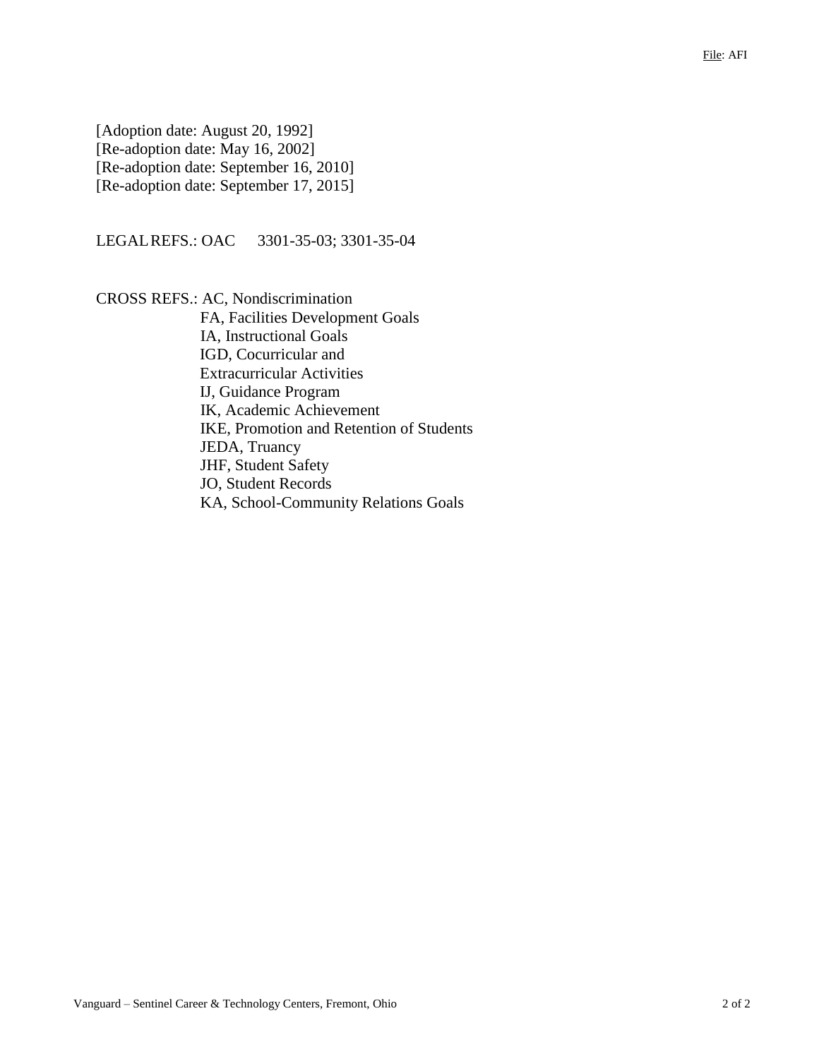[Adoption date: August 20, 1992]
[Re-adoption date: May 16, 2002]
[Re-adoption date: September 16, 2010]
[Re-adoption date: September 17, 2015]

LEGAL REFS.: OAC 3301-35-03; 3301-35-04

CROSS REFS.: AC, Nondiscrimination
FA, Facilities Development Goals
IA, Instructional Goals
IGD, Cocurricular and Extracurricular Activities
IJ, Guidance Program
IK, Academic Achievement
IKE, Promotion and Retention of Students
JEDA, Truancy
JHF, Student Safety
JO, Student Records
KA, School-Community Relations Goals